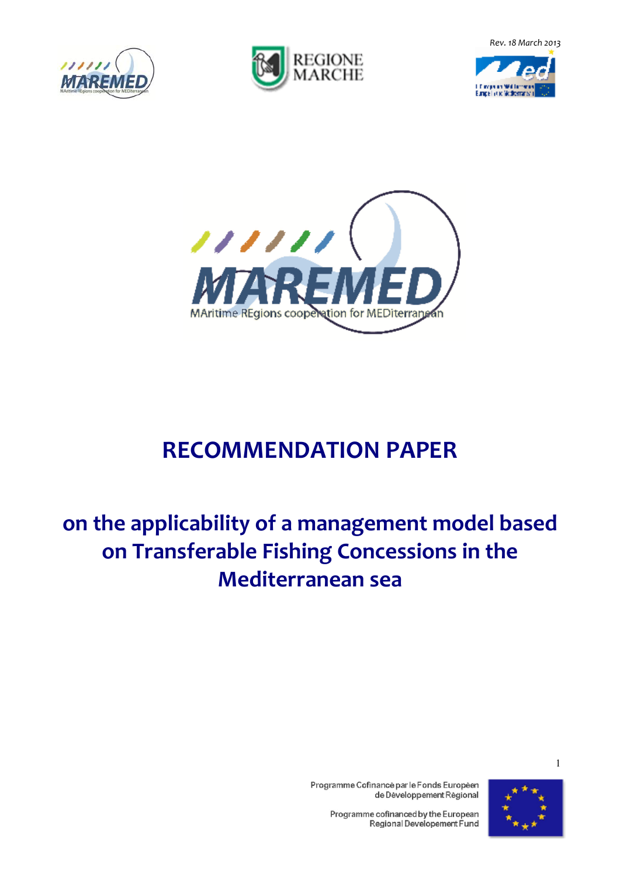Rev. 18 March 2013

MAREMED

MAritime REgions cooperation for MEDiterranean

# RECOMMENDATION PAPER

## on the applicability of a management model based on Transferable Fishing Concessions in the Mediterranean sea

Programme Cofinancé par le Fonds Européen de Développement Régional

Programme cofinanced by the European Regional Developement Fund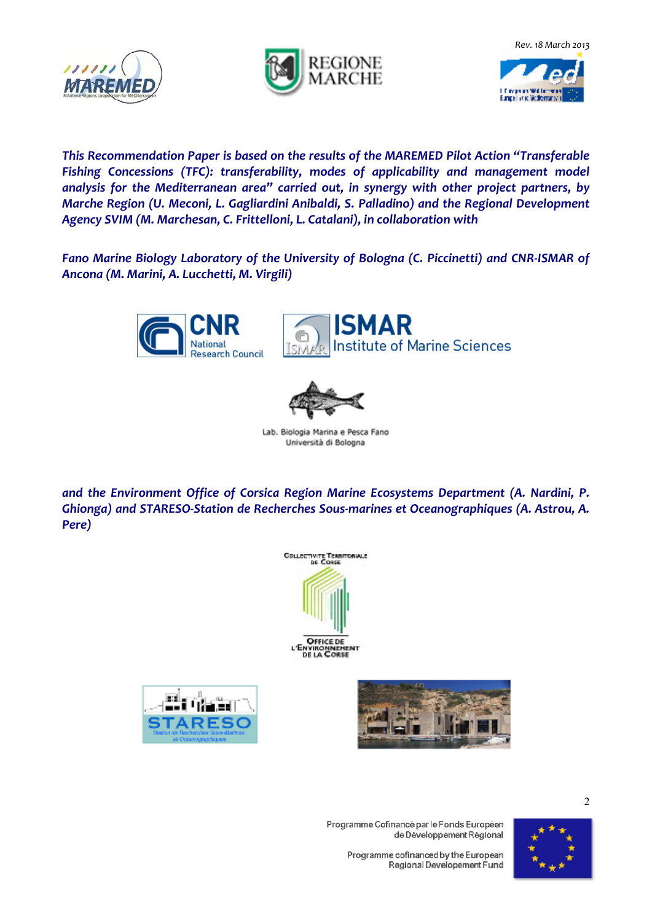*This Recommendation Paper is based on the results of the MAREMED Pilot Action "Transferable Fishing Concessions (TFC): transferability, modes of applicability and management model analysis for the Mediterranean area" carried out, in synergy with other project partners, by Marche Region (U. Meconi, L. Gagliardini Anibaldi, S. Palladino) and the Regional Development Agency SVIM (M. Marchesan, C. Frittelloni, L. Catalani), in collaboration with*

*Fano Marine Biology Laboratory of the University of Bologna (C. Piccinetti) and CNR-ISMAR of Ancona (M. Marini, A. Lucchetti, M. Virgili)*

*and the Environment Office of Corsica Region Marine Ecosystems Department (A. Nardini, P. Ghionga) and STARESO-Station de Recherches Sous-marines et Oceanographiques (A. Astrou, A. Pere)*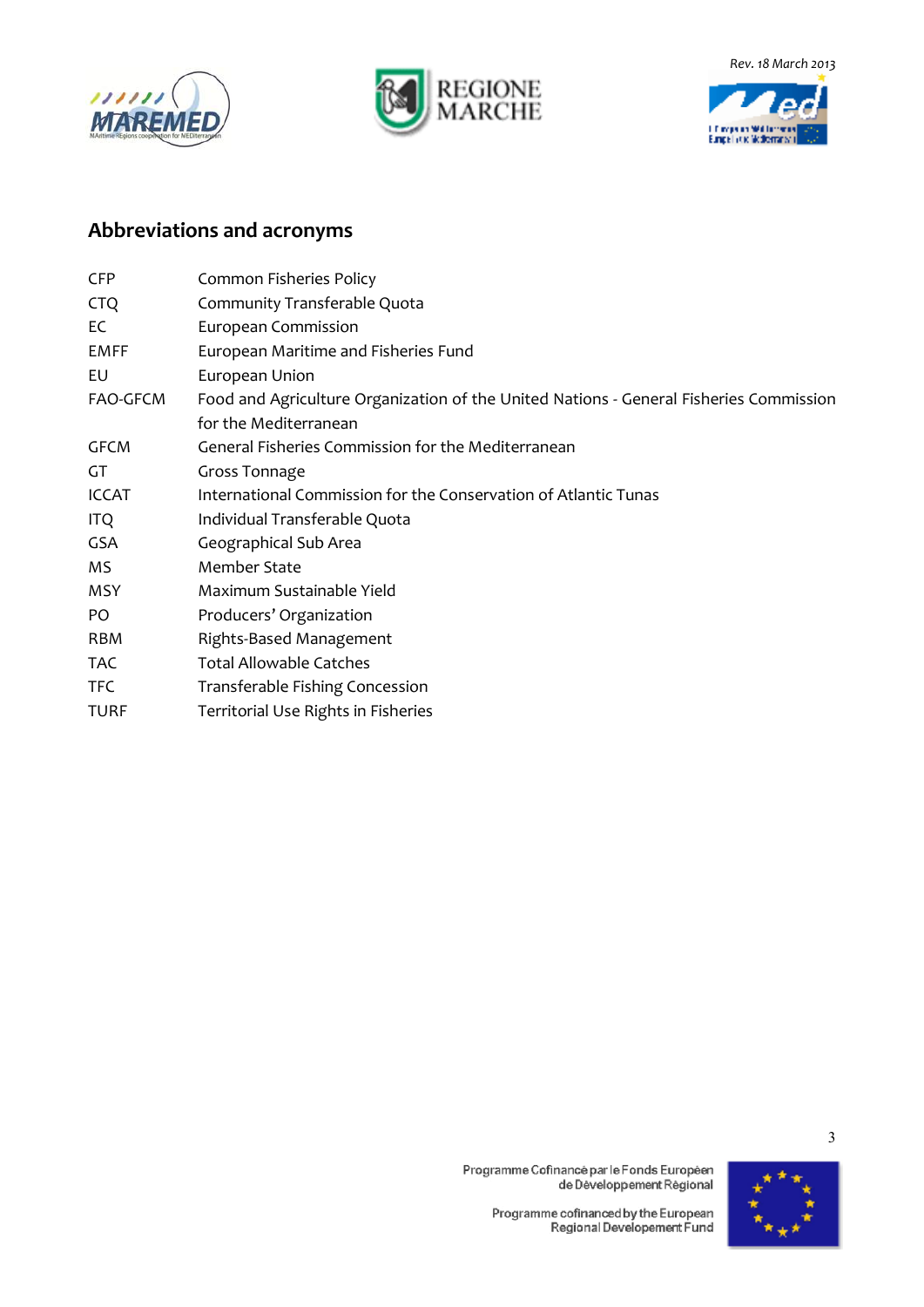## Abbreviations and acronyms

| | |
|---|---|
| CFP | Common Fisheries Policy |
| CTQ | Community Transferable Quota |
| EC | European Commission |
| EMFF | European Maritime and Fisheries Fund |
| EU | European Union |
| FAO-GFCM | Food and Agriculture Organization of the United Nations - General Fisheries Commission for the Mediterranean |
| GFCM | General Fisheries Commission for the Mediterranean |
| GT | Gross Tonnage |
| ICCAT | International Commission for the Conservation of Atlantic Tunas |
| ITQ | Individual Transferable Quota |
| GSA | Geographical Sub Area |
| MS | Member State |
| MSY | Maximum Sustainable Yield |
| PO | Producers' Organization |
| RBM | Rights-Based Management |
| TAC | Total Allowable Catches |
| TFC | Transferable Fishing Concession |
| TURF | Territorial Use Rights in Fisheries |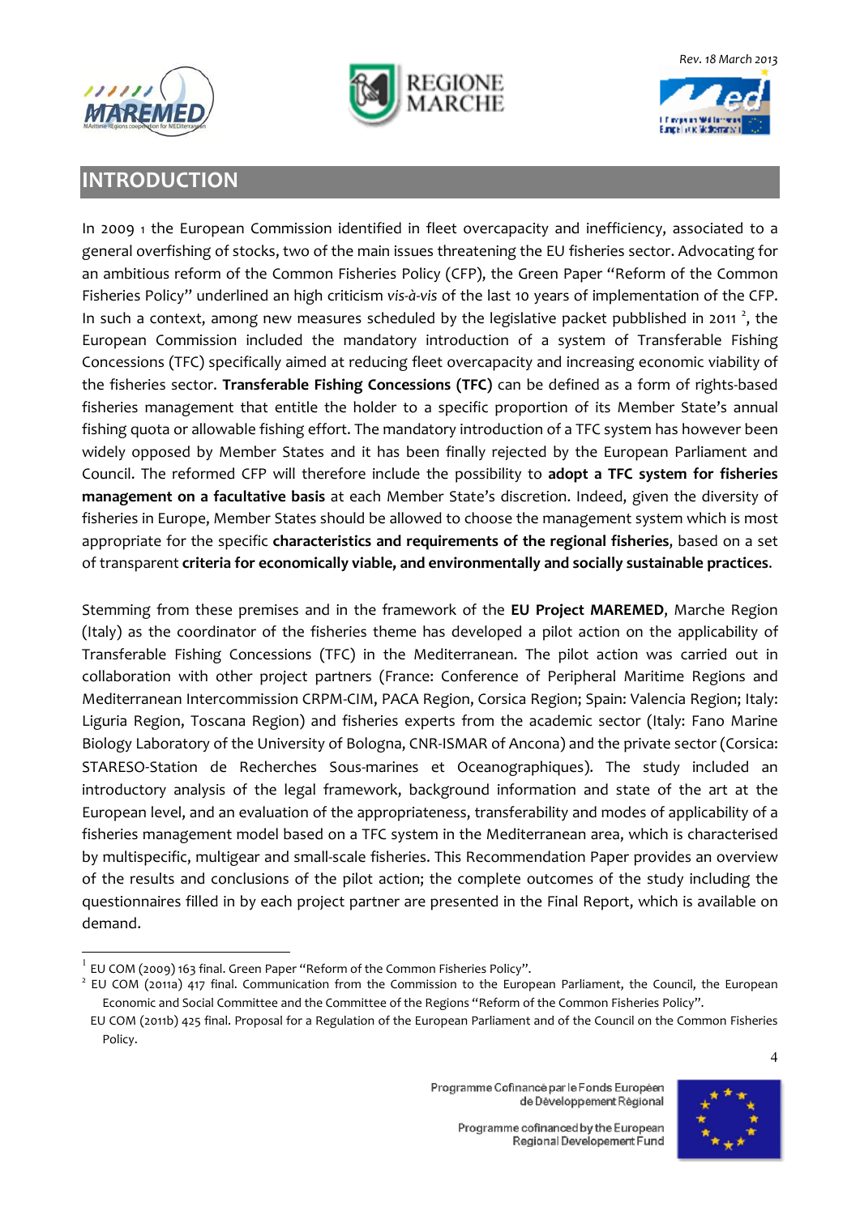## INTRODUCTION

In 2009 [1] the European Commission identified in fleet overcapacity and inefficiency, associated to a general overfishing of stocks, two of the main issues threatening the EU fisheries sector. Advocating for an ambitious reform of the Common Fisheries Policy (CFP), the Green Paper "Reform of the Common Fisheries Policy" underlined an high criticism *vis-à-vis* of the last 10 years of implementation of the CFP. In such a context, among new measures scheduled by the legislative packet pubblished in 2011 [2], the European Commission included the mandatory introduction of a system of Transferable Fishing Concessions (TFC) specifically aimed at reducing fleet overcapacity and increasing economic viability of the fisheries sector. **Transferable Fishing Concessions (TFC)** can be defined as a form of rights-based fisheries management that entitle the holder to a specific proportion of its Member State's annual fishing quota or allowable fishing effort. The mandatory introduction of a TFC system has however been widely opposed by Member States and it has been finally rejected by the European Parliament and Council. The reformed CFP will therefore include the possibility to **adopt a TFC system for fisheries management on a facultative basis** at each Member State's discretion. Indeed, given the diversity of fisheries in Europe, Member States should be allowed to choose the management system which is most appropriate for the specific **characteristics and requirements of the regional fisheries**, based on a set of transparent **criteria for economically viable, and environmentally and socially sustainable practices**.

Stemming from these premises and in the framework of the **EU Project MAREMED**, Marche Region (Italy) as the coordinator of the fisheries theme has developed a pilot action on the applicability of Transferable Fishing Concessions (TFC) in the Mediterranean. The pilot action was carried out in collaboration with other project partners (France: Conference of Peripheral Maritime Regions and Mediterranean Intercommission CRPM-CIM, PACA Region, Corsica Region; Spain: Valencia Region; Italy: Liguria Region, Toscana Region) and fisheries experts from the academic sector (Italy: Fano Marine Biology Laboratory of the University of Bologna, CNR-ISMAR of Ancona) and the private sector (Corsica: STARESO-Station de Recherches Sous-marines et Oceanographiques). The study included an introductory analysis of the legal framework, background information and state of the art at the European level, and an evaluation of the appropriateness, transferability and modes of applicability of a fisheries management model based on a TFC system in the Mediterranean area, which is characterised by multispecific, multigear and small-scale fisheries. This Recommendation Paper provides an overview of the results and conclusions of the pilot action; the complete outcomes of the study including the questionnaires filled in by each project partner are presented in the Final Report, which is available on demand.

---

[1] EU COM (2009) 163 final. Green Paper "Reform of the Common Fisheries Policy".

[2] EU COM (2011a) 417 final. Communication from the Commission to the European Parliament, the Council, the European Economic and Social Committee and the Committee of the Regions "Reform of the Common Fisheries Policy".
EU COM (2011b) 425 final. Proposal for a Regulation of the European Parliament and of the Council on the Common Fisheries Policy.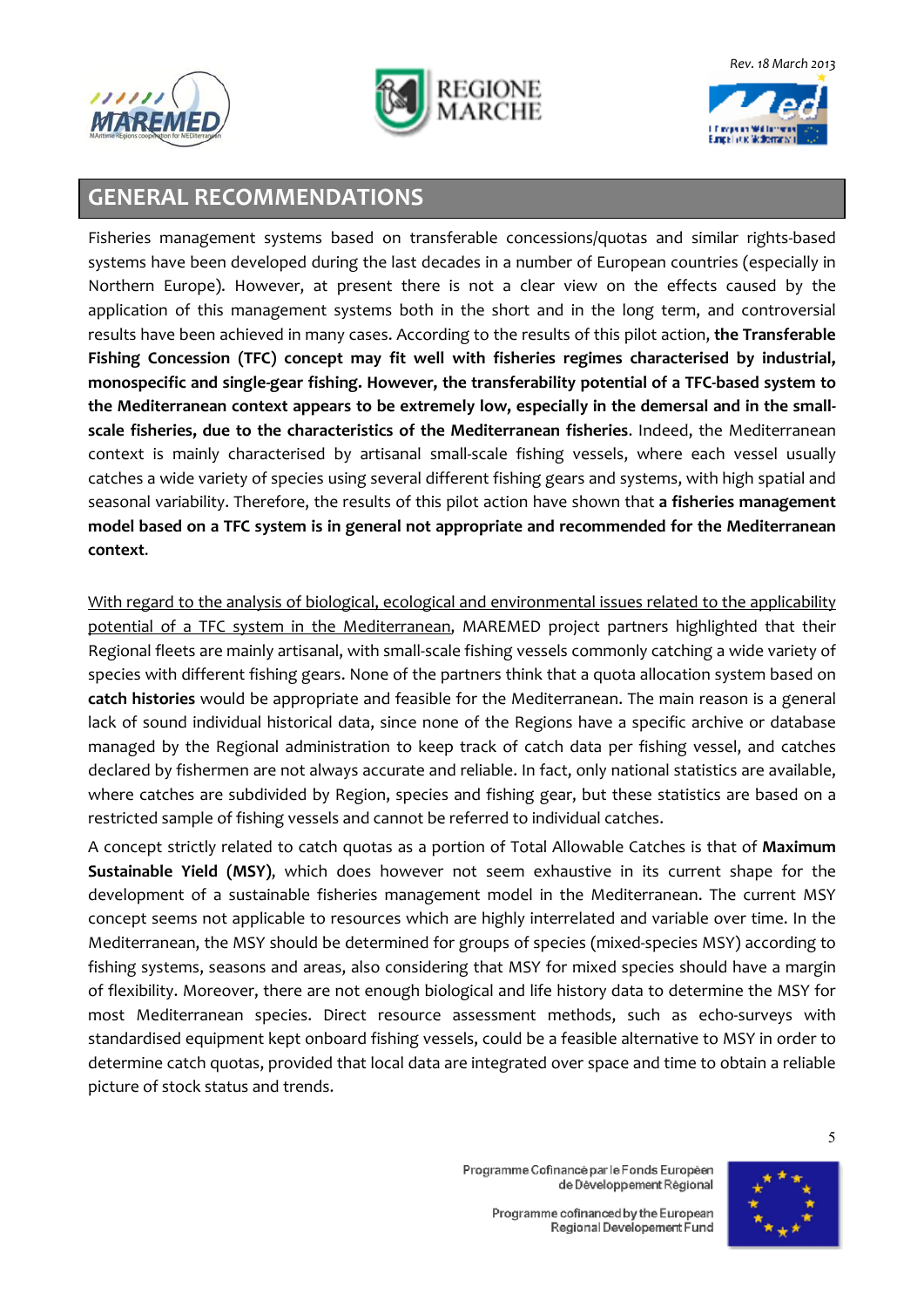## GENERAL RECOMMENDATIONS

Fisheries management systems based on transferable concessions/quotas and similar rights-based systems have been developed during the last decades in a number of European countries (especially in Northern Europe). However, at present there is not a clear view on the effects caused by the application of this management systems both in the short and in the long term, and controversial results have been achieved in many cases. According to the results of this pilot action, **the Transferable Fishing Concession (TFC) concept may fit well with fisheries regimes characterised by industrial, monospecific and single-gear fishing. However, the transferability potential of a TFC-based system to the Mediterranean context appears to be extremely low, especially in the demersal and in the small-scale fisheries, due to the characteristics of the Mediterranean fisheries**. Indeed, the Mediterranean context is mainly characterised by artisanal small-scale fishing vessels, where each vessel usually catches a wide variety of species using several different fishing gears and systems, with high spatial and seasonal variability. Therefore, the results of this pilot action have shown that **a fisheries management model based on a TFC system is in general not appropriate and recommended for the Mediterranean context**.

<u>With regard to the analysis of biological, ecological and environmental issues related to the applicability potential of a TFC system in the Mediterranean</u>, MAREMED project partners highlighted that their Regional fleets are mainly artisanal, with small-scale fishing vessels commonly catching a wide variety of species with different fishing gears. None of the partners think that a quota allocation system based on **catch histories** would be appropriate and feasible for the Mediterranean. The main reason is a general lack of sound individual historical data, since none of the Regions have a specific archive or database managed by the Regional administration to keep track of catch data per fishing vessel, and catches declared by fishermen are not always accurate and reliable. In fact, only national statistics are available, where catches are subdivided by Region, species and fishing gear, but these statistics are based on a restricted sample of fishing vessels and cannot be referred to individual catches.

A concept strictly related to catch quotas as a portion of Total Allowable Catches is that of **Maximum Sustainable Yield (MSY)**, which does however not seem exhaustive in its current shape for the development of a sustainable fisheries management model in the Mediterranean. The current MSY concept seems not applicable to resources which are highly interrelated and variable over time. In the Mediterranean, the MSY should be determined for groups of species (mixed-species MSY) according to fishing systems, seasons and areas, also considering that MSY for mixed species should have a margin of flexibility. Moreover, there are not enough biological and life history data to determine the MSY for most Mediterranean species. Direct resource assessment methods, such as echo-surveys with standardised equipment kept onboard fishing vessels, could be a feasible alternative to MSY in order to determine catch quotas, provided that local data are integrated over space and time to obtain a reliable picture of stock status and trends.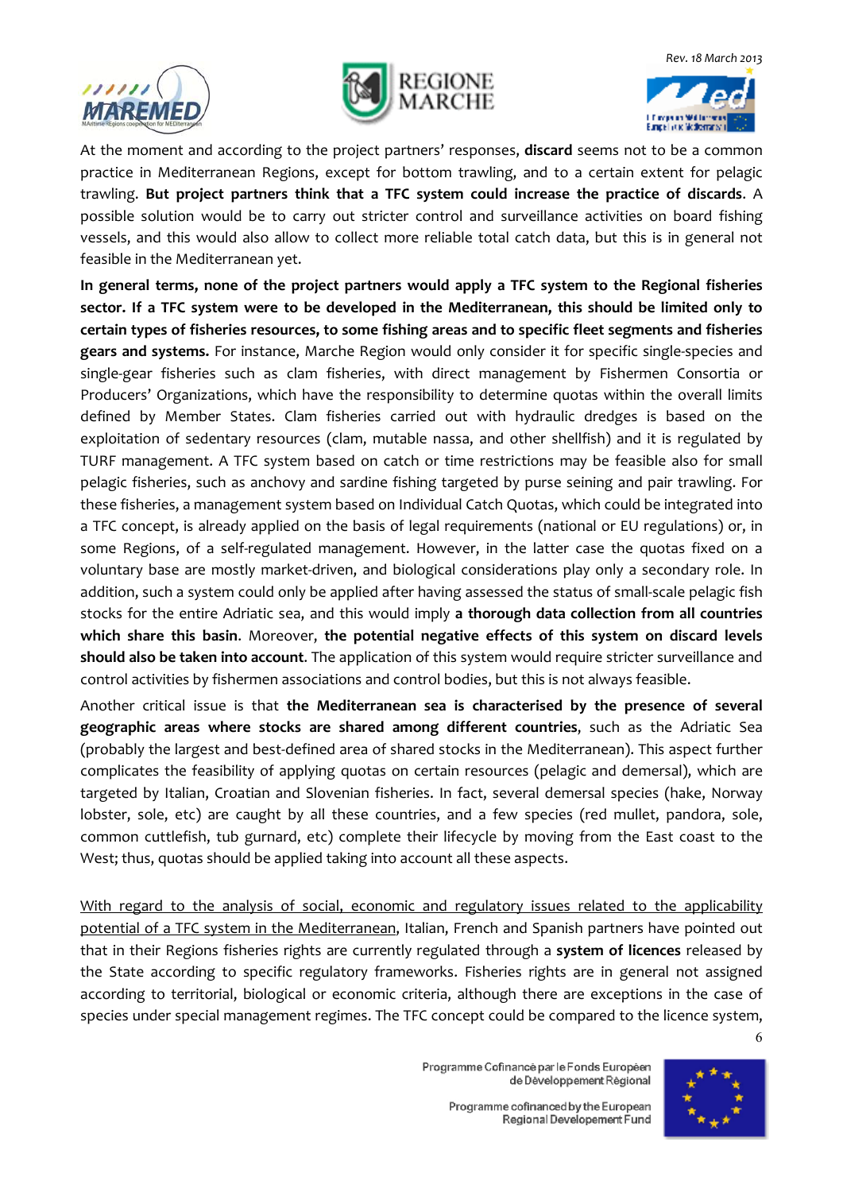At the moment and according to the project partners' responses, **discard** seems not to be a common practice in Mediterranean Regions, except for bottom trawling, and to a certain extent for pelagic trawling. **But project partners think that a TFC system could increase the practice of discards**. A possible solution would be to carry out stricter control and surveillance activities on board fishing vessels, and this would also allow to collect more reliable total catch data, but this is in general not feasible in the Mediterranean yet.

**In general terms, none of the project partners would apply a TFC system to the Regional fisheries sector. If a TFC system were to be developed in the Mediterranean, this should be limited only to certain types of fisheries resources, to some fishing areas and to specific fleet segments and fisheries gears and systems.** For instance, Marche Region would only consider it for specific single-species and single-gear fisheries such as clam fisheries, with direct management by Fishermen Consortia or Producers' Organizations, which have the responsibility to determine quotas within the overall limits defined by Member States. Clam fisheries carried out with hydraulic dredges is based on the exploitation of sedentary resources (clam, mutable nassa, and other shellfish) and it is regulated by TURF management. A TFC system based on catch or time restrictions may be feasible also for small pelagic fisheries, such as anchovy and sardine fishing targeted by purse seining and pair trawling. For these fisheries, a management system based on Individual Catch Quotas, which could be integrated into a TFC concept, is already applied on the basis of legal requirements (national or EU regulations) or, in some Regions, of a self-regulated management. However, in the latter case the quotas fixed on a voluntary base are mostly market-driven, and biological considerations play only a secondary role. In addition, such a system could only be applied after having assessed the status of small-scale pelagic fish stocks for the entire Adriatic sea, and this would imply **a thorough data collection from all countries which share this basin**. Moreover, **the potential negative effects of this system on discard levels should also be taken into account**. The application of this system would require stricter surveillance and control activities by fishermen associations and control bodies, but this is not always feasible.

Another critical issue is that **the Mediterranean sea is characterised by the presence of several geographic areas where stocks are shared among different countries**, such as the Adriatic Sea (probably the largest and best-defined area of shared stocks in the Mediterranean). This aspect further complicates the feasibility of applying quotas on certain resources (pelagic and demersal), which are targeted by Italian, Croatian and Slovenian fisheries. In fact, several demersal species (hake, Norway lobster, sole, etc) are caught by all these countries, and a few species (red mullet, pandora, sole, common cuttlefish, tub gurnard, etc) complete their lifecycle by moving from the East coast to the West; thus, quotas should be applied taking into account all these aspects.

<u>With regard to the analysis of social, economic and regulatory issues related to the applicability potential of a TFC system in the Mediterranean</u>, Italian, French and Spanish partners have pointed out that in their Regions fisheries rights are currently regulated through a **system of licences** released by the State according to specific regulatory frameworks. Fisheries rights are in general not assigned according to territorial, biological or economic criteria, although there are exceptions in the case of species under special management regimes. The TFC concept could be compared to the licence system,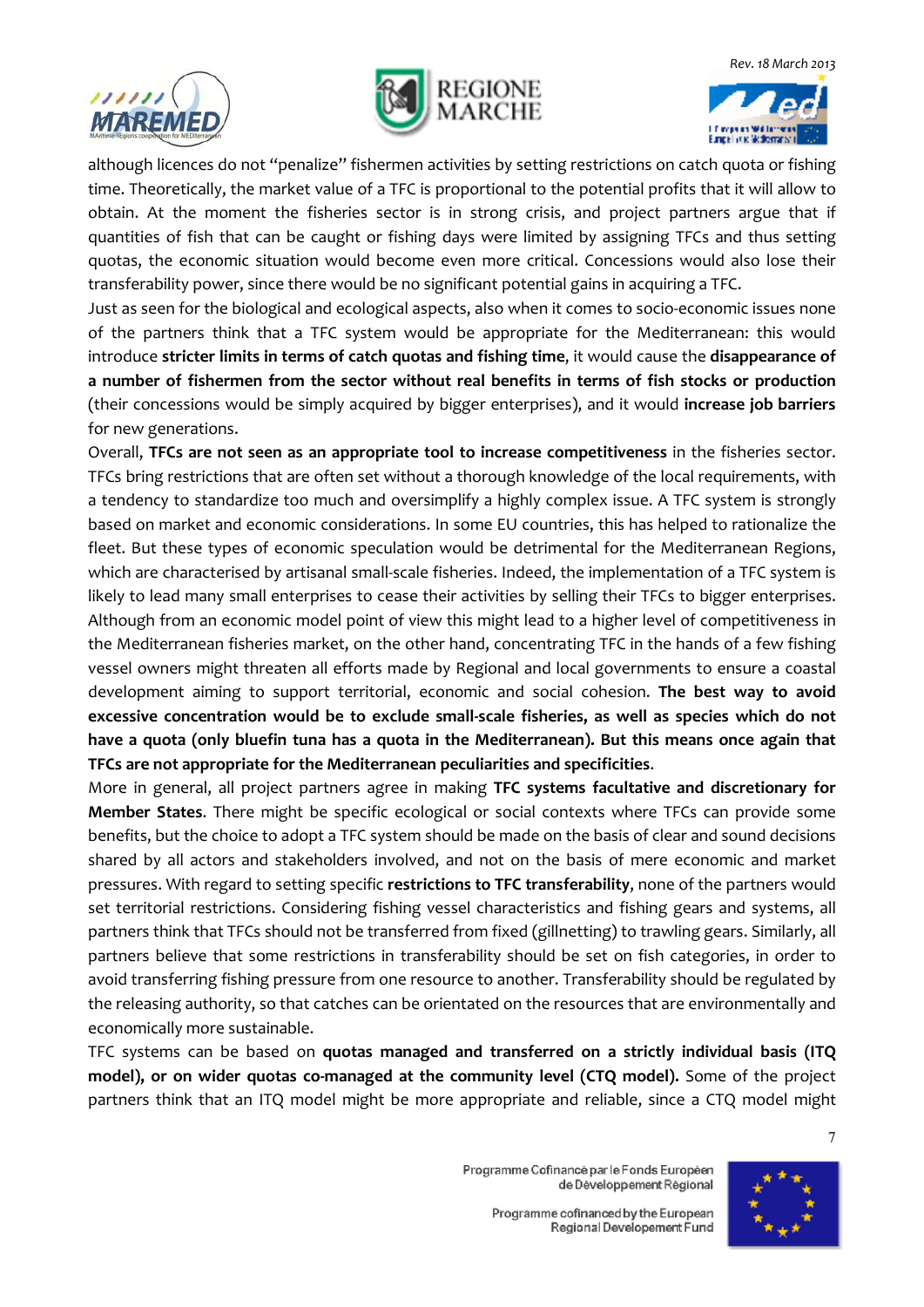although licences do not "penalize" fishermen activities by setting restrictions on catch quota or fishing time. Theoretically, the market value of a TFC is proportional to the potential profits that it will allow to obtain. At the moment the fisheries sector is in strong crisis, and project partners argue that if quantities of fish that can be caught or fishing days were limited by assigning TFCs and thus setting quotas, the economic situation would become even more critical. Concessions would also lose their transferability power, since there would be no significant potential gains in acquiring a TFC.

Just as seen for the biological and ecological aspects, also when it comes to socio-economic issues none of the partners think that a TFC system would be appropriate for the Mediterranean: this would introduce **stricter limits in terms of catch quotas and fishing time**, it would cause the **disappearance of a number of fishermen from the sector without real benefits in terms of fish stocks or production** (their concessions would be simply acquired by bigger enterprises), and it would **increase job barriers** for new generations.

Overall, **TFCs are not seen as an appropriate tool to increase competitiveness** in the fisheries sector. TFCs bring restrictions that are often set without a thorough knowledge of the local requirements, with a tendency to standardize too much and oversimplify a highly complex issue. A TFC system is strongly based on market and economic considerations. In some EU countries, this has helped to rationalize the fleet. But these types of economic speculation would be detrimental for the Mediterranean Regions, which are characterised by artisanal small-scale fisheries. Indeed, the implementation of a TFC system is likely to lead many small enterprises to cease their activities by selling their TFCs to bigger enterprises. Although from an economic model point of view this might lead to a higher level of competitiveness in the Mediterranean fisheries market, on the other hand, concentrating TFC in the hands of a few fishing vessel owners might threaten all efforts made by Regional and local governments to ensure a coastal development aiming to support territorial, economic and social cohesion. **The best way to avoid excessive concentration would be to exclude small-scale fisheries, as well as species which do not have a quota (only bluefin tuna has a quota in the Mediterranean). But this means once again that TFCs are not appropriate for the Mediterranean peculiarities and specificities**.

More in general, all project partners agree in making **TFC systems facultative and discretionary for Member States**. There might be specific ecological or social contexts where TFCs can provide some benefits, but the choice to adopt a TFC system should be made on the basis of clear and sound decisions shared by all actors and stakeholders involved, and not on the basis of mere economic and market pressures. With regard to setting specific **restrictions to TFC transferability**, none of the partners would set territorial restrictions. Considering fishing vessel characteristics and fishing gears and systems, all partners think that TFCs should not be transferred from fixed (gillnetting) to trawling gears. Similarly, all partners believe that some restrictions in transferability should be set on fish categories, in order to avoid transferring fishing pressure from one resource to another. Transferability should be regulated by the releasing authority, so that catches can be orientated on the resources that are environmentally and economically more sustainable.

TFC systems can be based on **quotas managed and transferred on a strictly individual basis (ITQ model), or on wider quotas co-managed at the community level (CTQ model).** Some of the project partners think that an ITQ model might be more appropriate and reliable, since a CTQ model might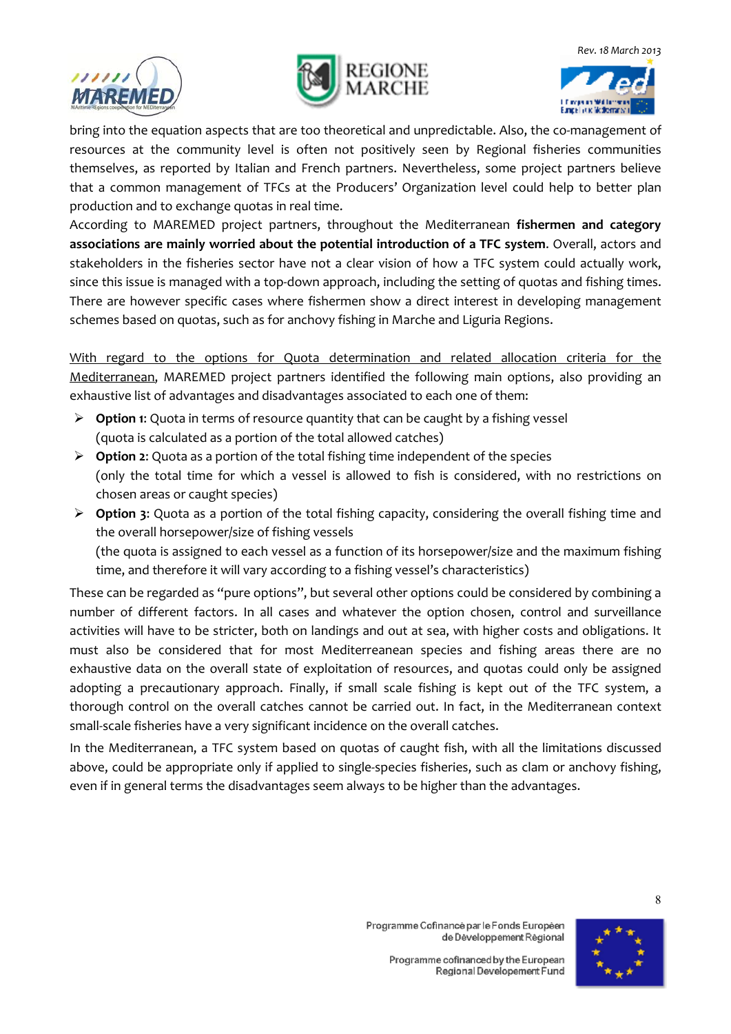bring into the equation aspects that are too theoretical and unpredictable. Also, the co-management of resources at the community level is often not positively seen by Regional fisheries communities themselves, as reported by Italian and French partners. Nevertheless, some project partners believe that a common management of TFCs at the Producers' Organization level could help to better plan production and to exchange quotas in real time.

According to MAREMED project partners, throughout the Mediterranean **fishermen and category associations are mainly worried about the potential introduction of a TFC system**. Overall, actors and stakeholders in the fisheries sector have not a clear vision of how a TFC system could actually work, since this issue is managed with a top-down approach, including the setting of quotas and fishing times. There are however specific cases where fishermen show a direct interest in developing management schemes based on quotas, such as for anchovy fishing in Marche and Liguria Regions.

<u>With regard to the options for Quota determination and related allocation criteria for the Mediterranean</u>, MAREMED project partners identified the following main options, also providing an exhaustive list of advantages and disadvantages associated to each one of them:

- **Option 1**: Quota in terms of resource quantity that can be caught by a fishing vessel (quota is calculated as a portion of the total allowed catches)
- **Option 2**: Quota as a portion of the total fishing time independent of the species (only the total time for which a vessel is allowed to fish is considered, with no restrictions on chosen areas or caught species)
- **Option 3**: Quota as a portion of the total fishing capacity, considering the overall fishing time and the overall horsepower/size of fishing vessels (the quota is assigned to each vessel as a function of its horsepower/size and the maximum fishing time, and therefore it will vary according to a fishing vessel's characteristics)

These can be regarded as "pure options", but several other options could be considered by combining a number of different factors. In all cases and whatever the option chosen, control and surveillance activities will have to be stricter, both on landings and out at sea, with higher costs and obligations. It must also be considered that for most Mediterreanean species and fishing areas there are no exhaustive data on the overall state of exploitation of resources, and quotas could only be assigned adopting a precautionary approach. Finally, if small scale fishing is kept out of the TFC system, a thorough control on the overall catches cannot be carried out. In fact, in the Mediterranean context small-scale fisheries have a very significant incidence on the overall catches.

In the Mediterranean, a TFC system based on quotas of caught fish, with all the limitations discussed above, could be appropriate only if applied to single-species fisheries, such as clam or anchovy fishing, even if in general terms the disadvantages seem always to be higher than the advantages.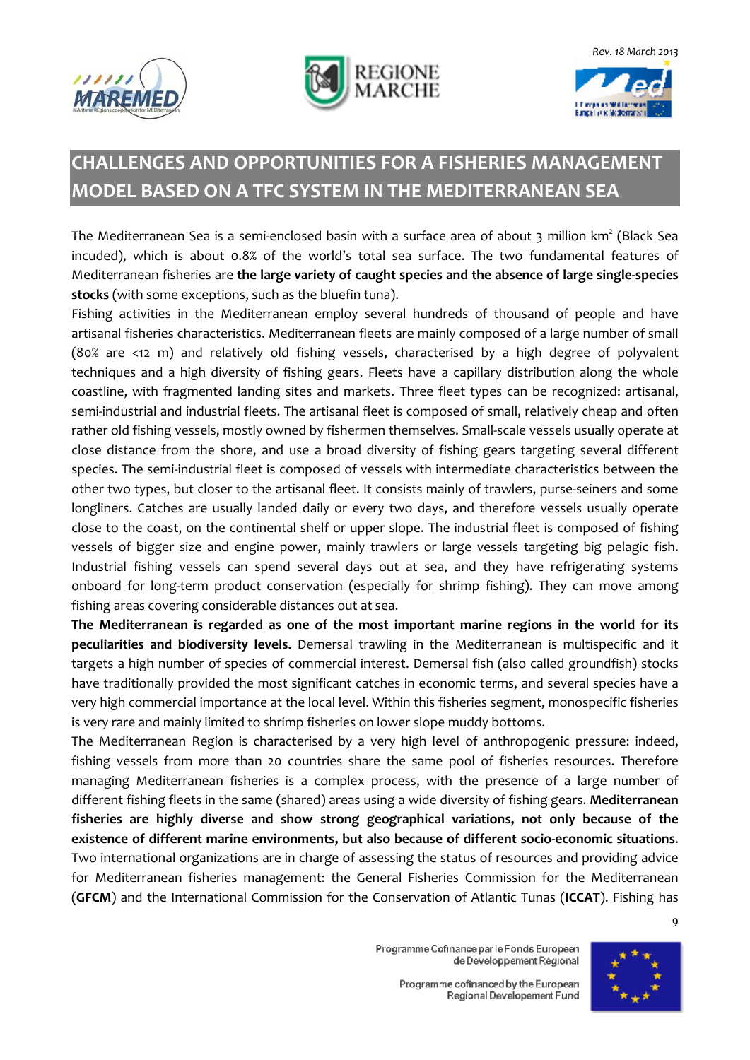## CHALLENGES AND OPPORTUNITIES FOR A FISHERIES MANAGEMENT MODEL BASED ON A TFC SYSTEM IN THE MEDITERRANEAN SEA

The Mediterranean Sea is a semi-enclosed basin with a surface area of about 3 million km² (Black Sea incuded), which is about 0.8% of the world's total sea surface. The two fundamental features of Mediterranean fisheries are **the large variety of caught species and the absence of large single-species stocks** (with some exceptions, such as the bluefin tuna).

Fishing activities in the Mediterranean employ several hundreds of thousand of people and have artisanal fisheries characteristics. Mediterranean fleets are mainly composed of a large number of small (80% are <12 m) and relatively old fishing vessels, characterised by a high degree of polyvalent techniques and a high diversity of fishing gears. Fleets have a capillary distribution along the whole coastline, with fragmented landing sites and markets. Three fleet types can be recognized: artisanal, semi-industrial and industrial fleets. The artisanal fleet is composed of small, relatively cheap and often rather old fishing vessels, mostly owned by fishermen themselves. Small-scale vessels usually operate at close distance from the shore, and use a broad diversity of fishing gears targeting several different species. The semi-industrial fleet is composed of vessels with intermediate characteristics between the other two types, but closer to the artisanal fleet. It consists mainly of trawlers, purse-seiners and some longliners. Catches are usually landed daily or every two days, and therefore vessels usually operate close to the coast, on the continental shelf or upper slope. The industrial fleet is composed of fishing vessels of bigger size and engine power, mainly trawlers or large vessels targeting big pelagic fish. Industrial fishing vessels can spend several days out at sea, and they have refrigerating systems onboard for long-term product conservation (especially for shrimp fishing). They can move among fishing areas covering considerable distances out at sea.

**The Mediterranean is regarded as one of the most important marine regions in the world for its peculiarities and biodiversity levels.** Demersal trawling in the Mediterranean is multispecific and it targets a high number of species of commercial interest. Demersal fish (also called groundfish) stocks have traditionally provided the most significant catches in economic terms, and several species have a very high commercial importance at the local level. Within this fisheries segment, monospecific fisheries is very rare and mainly limited to shrimp fisheries on lower slope muddy bottoms.

The Mediterranean Region is characterised by a very high level of anthropogenic pressure: indeed, fishing vessels from more than 20 countries share the same pool of fisheries resources. Therefore managing Mediterranean fisheries is a complex process, with the presence of a large number of different fishing fleets in the same (shared) areas using a wide diversity of fishing gears. **Mediterranean fisheries are highly diverse and show strong geographical variations, not only because of the existence of different marine environments, but also because of different socio-economic situations**. Two international organizations are in charge of assessing the status of resources and providing advice for Mediterranean fisheries management: the General Fisheries Commission for the Mediterranean (**GFCM**) and the International Commission for the Conservation of Atlantic Tunas (**ICCAT**). Fishing has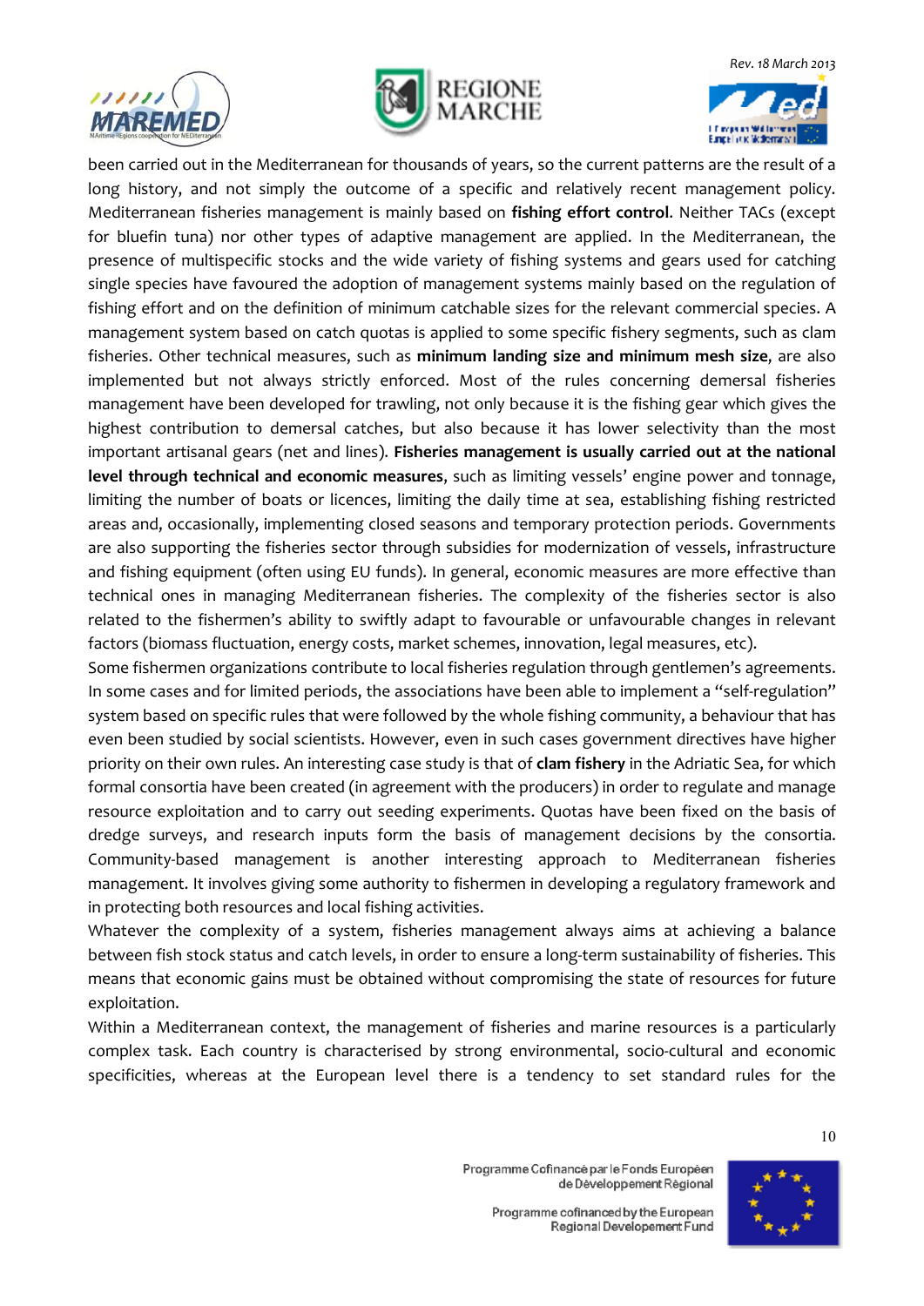been carried out in the Mediterranean for thousands of years, so the current patterns are the result of a long history, and not simply the outcome of a specific and relatively recent management policy. Mediterranean fisheries management is mainly based on **fishing effort control**. Neither TACs (except for bluefin tuna) nor other types of adaptive management are applied. In the Mediterranean, the presence of multispecific stocks and the wide variety of fishing systems and gears used for catching single species have favoured the adoption of management systems mainly based on the regulation of fishing effort and on the definition of minimum catchable sizes for the relevant commercial species. A management system based on catch quotas is applied to some specific fishery segments, such as clam fisheries. Other technical measures, such as **minimum landing size and minimum mesh size**, are also implemented but not always strictly enforced. Most of the rules concerning demersal fisheries management have been developed for trawling, not only because it is the fishing gear which gives the highest contribution to demersal catches, but also because it has lower selectivity than the most important artisanal gears (net and lines). **Fisheries management is usually carried out at the national level through technical and economic measures**, such as limiting vessels' engine power and tonnage, limiting the number of boats or licences, limiting the daily time at sea, establishing fishing restricted areas and, occasionally, implementing closed seasons and temporary protection periods. Governments are also supporting the fisheries sector through subsidies for modernization of vessels, infrastructure and fishing equipment (often using EU funds). In general, economic measures are more effective than technical ones in managing Mediterranean fisheries. The complexity of the fisheries sector is also related to the fishermen's ability to swiftly adapt to favourable or unfavourable changes in relevant factors (biomass fluctuation, energy costs, market schemes, innovation, legal measures, etc).

Some fishermen organizations contribute to local fisheries regulation through gentlemen's agreements. In some cases and for limited periods, the associations have been able to implement a "self-regulation" system based on specific rules that were followed by the whole fishing community, a behaviour that has even been studied by social scientists. However, even in such cases government directives have higher priority on their own rules. An interesting case study is that of **clam fishery** in the Adriatic Sea, for which formal consortia have been created (in agreement with the producers) in order to regulate and manage resource exploitation and to carry out seeding experiments. Quotas have been fixed on the basis of dredge surveys, and research inputs form the basis of management decisions by the consortia. Community-based management is another interesting approach to Mediterranean fisheries management. It involves giving some authority to fishermen in developing a regulatory framework and in protecting both resources and local fishing activities.

Whatever the complexity of a system, fisheries management always aims at achieving a balance between fish stock status and catch levels, in order to ensure a long-term sustainability of fisheries. This means that economic gains must be obtained without compromising the state of resources for future exploitation.

Within a Mediterranean context, the management of fisheries and marine resources is a particularly complex task. Each country is characterised by strong environmental, socio-cultural and economic specificities, whereas at the European level there is a tendency to set standard rules for the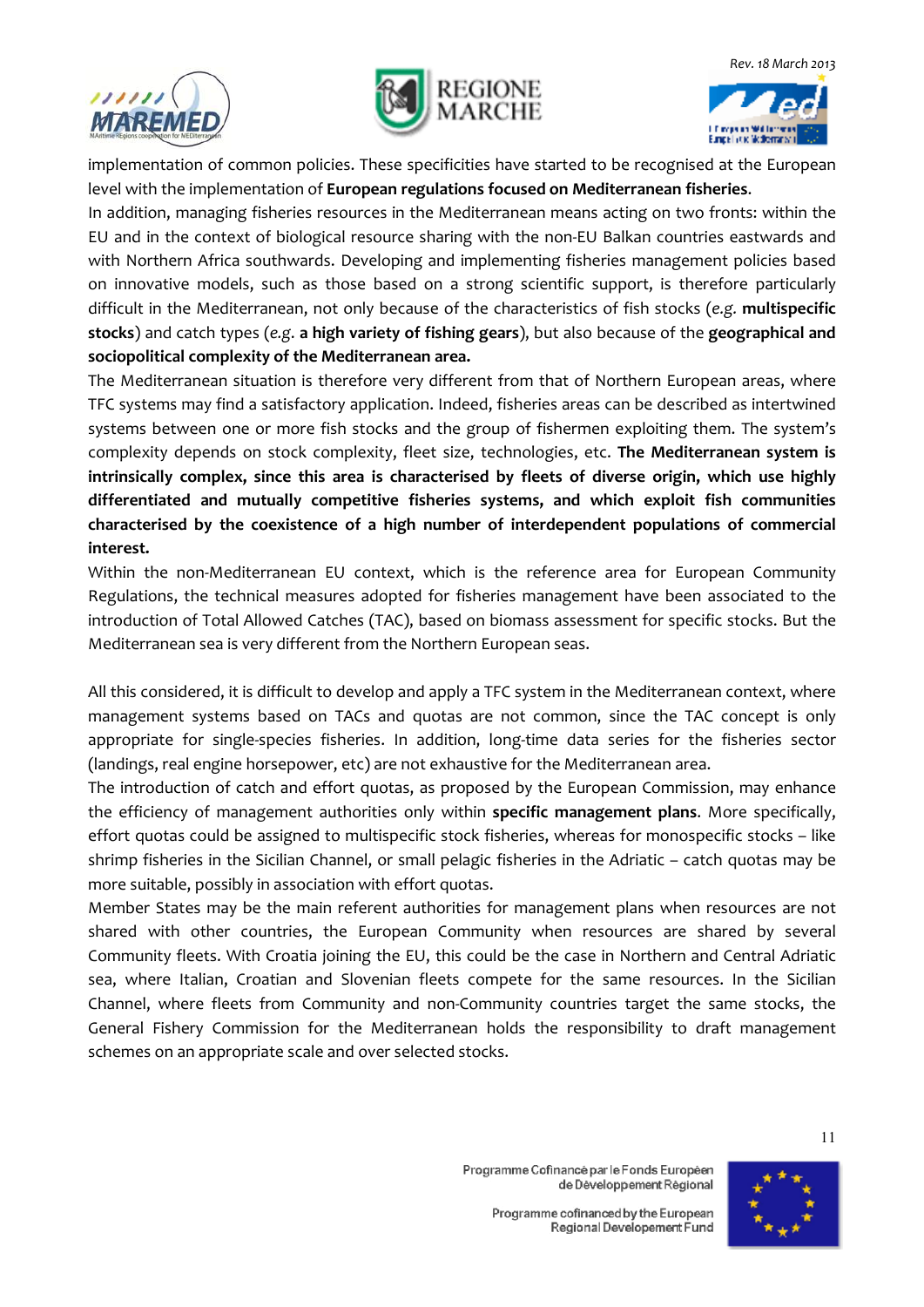implementation of common policies. These specificities have started to be recognised at the European level with the implementation of **European regulations focused on Mediterranean fisheries**.

In addition, managing fisheries resources in the Mediterranean means acting on two fronts: within the EU and in the context of biological resource sharing with the non-EU Balkan countries eastwards and with Northern Africa southwards. Developing and implementing fisheries management policies based on innovative models, such as those based on a strong scientific support, is therefore particularly difficult in the Mediterranean, not only because of the characteristics of fish stocks (*e.g.* **multispecific stocks**) and catch types (*e.g.* **a high variety of fishing gears**), but also because of the **geographical and sociopolitical complexity of the Mediterranean area.**

The Mediterranean situation is therefore very different from that of Northern European areas, where TFC systems may find a satisfactory application. Indeed, fisheries areas can be described as intertwined systems between one or more fish stocks and the group of fishermen exploiting them. The system's complexity depends on stock complexity, fleet size, technologies, etc. **The Mediterranean system is intrinsically complex, since this area is characterised by fleets of diverse origin, which use highly differentiated and mutually competitive fisheries systems, and which exploit fish communities characterised by the coexistence of a high number of interdependent populations of commercial interest.**

Within the non-Mediterranean EU context, which is the reference area for European Community Regulations, the technical measures adopted for fisheries management have been associated to the introduction of Total Allowed Catches (TAC), based on biomass assessment for specific stocks. But the Mediterranean sea is very different from the Northern European seas.

All this considered, it is difficult to develop and apply a TFC system in the Mediterranean context, where management systems based on TACs and quotas are not common, since the TAC concept is only appropriate for single-species fisheries. In addition, long-time data series for the fisheries sector (landings, real engine horsepower, etc) are not exhaustive for the Mediterranean area.

The introduction of catch and effort quotas, as proposed by the European Commission, may enhance the efficiency of management authorities only within **specific management plans**. More specifically, effort quotas could be assigned to multispecific stock fisheries, whereas for monospecific stocks – like shrimp fisheries in the Sicilian Channel, or small pelagic fisheries in the Adriatic – catch quotas may be more suitable, possibly in association with effort quotas.

Member States may be the main referent authorities for management plans when resources are not shared with other countries, the European Community when resources are shared by several Community fleets. With Croatia joining the EU, this could be the case in Northern and Central Adriatic sea, where Italian, Croatian and Slovenian fleets compete for the same resources. In the Sicilian Channel, where fleets from Community and non-Community countries target the same stocks, the General Fishery Commission for the Mediterranean holds the responsibility to draft management schemes on an appropriate scale and over selected stocks.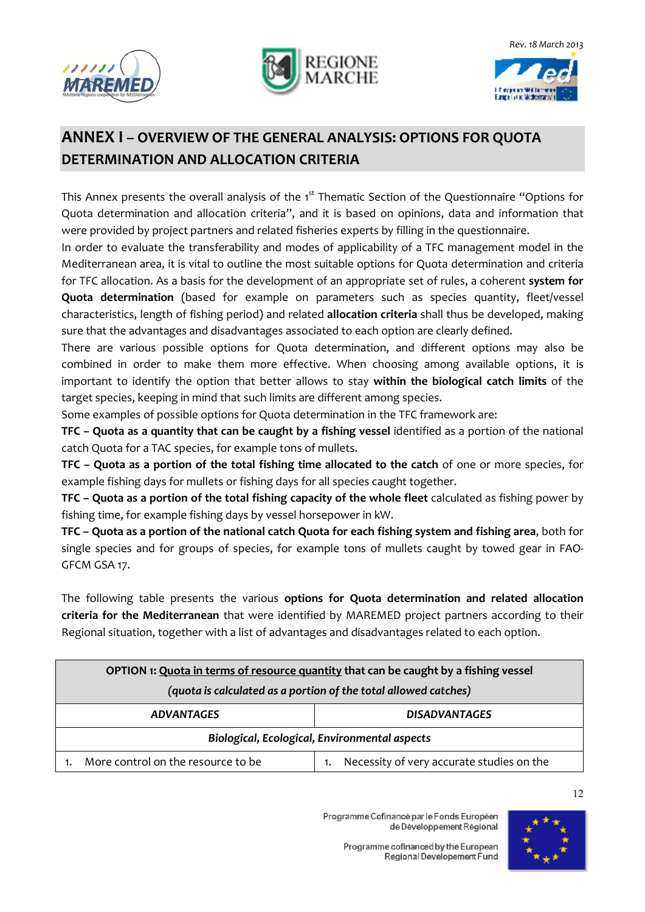## ANNEX I – OVERVIEW OF THE GENERAL ANALYSIS: OPTIONS FOR QUOTA DETERMINATION AND ALLOCATION CRITERIA

This Annex presents the overall analysis of the 1st Thematic Section of the Questionnaire "Options for Quota determination and allocation criteria", and it is based on opinions, data and information that were provided by project partners and related fisheries experts by filling in the questionnaire.

In order to evaluate the transferability and modes of applicability of a TFC management model in the Mediterranean area, it is vital to outline the most suitable options for Quota determination and criteria for TFC allocation. As a basis for the development of an appropriate set of rules, a coherent **system for Quota determination** (based for example on parameters such as species quantity, fleet/vessel characteristics, length of fishing period) and related **allocation criteria** shall thus be developed, making sure that the advantages and disadvantages associated to each option are clearly defined.

There are various possible options for Quota determination, and different options may also be combined in order to make them more effective. When choosing among available options, it is important to identify the option that better allows to stay **within the biological catch limits** of the target species, keeping in mind that such limits are different among species.

Some examples of possible options for Quota determination in the TFC framework are:

**TFC – Quota as a quantity that can be caught by a fishing vessel** identified as a portion of the national catch Quota for a TAC species, for example tons of mullets.

**TFC – Quota as a portion of the total fishing time allocated to the catch** of one or more species, for example fishing days for mullets or fishing days for all species caught together.

**TFC – Quota as a portion of the total fishing capacity of the whole fleet** calculated as fishing power by fishing time, for example fishing days by vessel horsepower in kW.

**TFC – Quota as a portion of the national catch Quota for each fishing system and fishing area**, both for single species and for groups of species, for example tons of mullets caught by towed gear in FAO-GFCM GSA 17.

The following table presents the various **options for Quota determination and related allocation criteria for the Mediterranean** that were identified by MAREMED project partners according to their Regional situation, together with a list of advantages and disadvantages related to each option.

| **OPTION 1:** Quota in terms of resource quantity that can be caught by a fishing vessel *(quota is calculated as a portion of the total allowed catches)* | |
|---|---|
| ***ADVANTAGES*** | ***DISADVANTAGES*** |
| ***Biological, Ecological, Environmental aspects*** | |
| 1. More control on the resource to be | 1. Necessity of very accurate studies on the |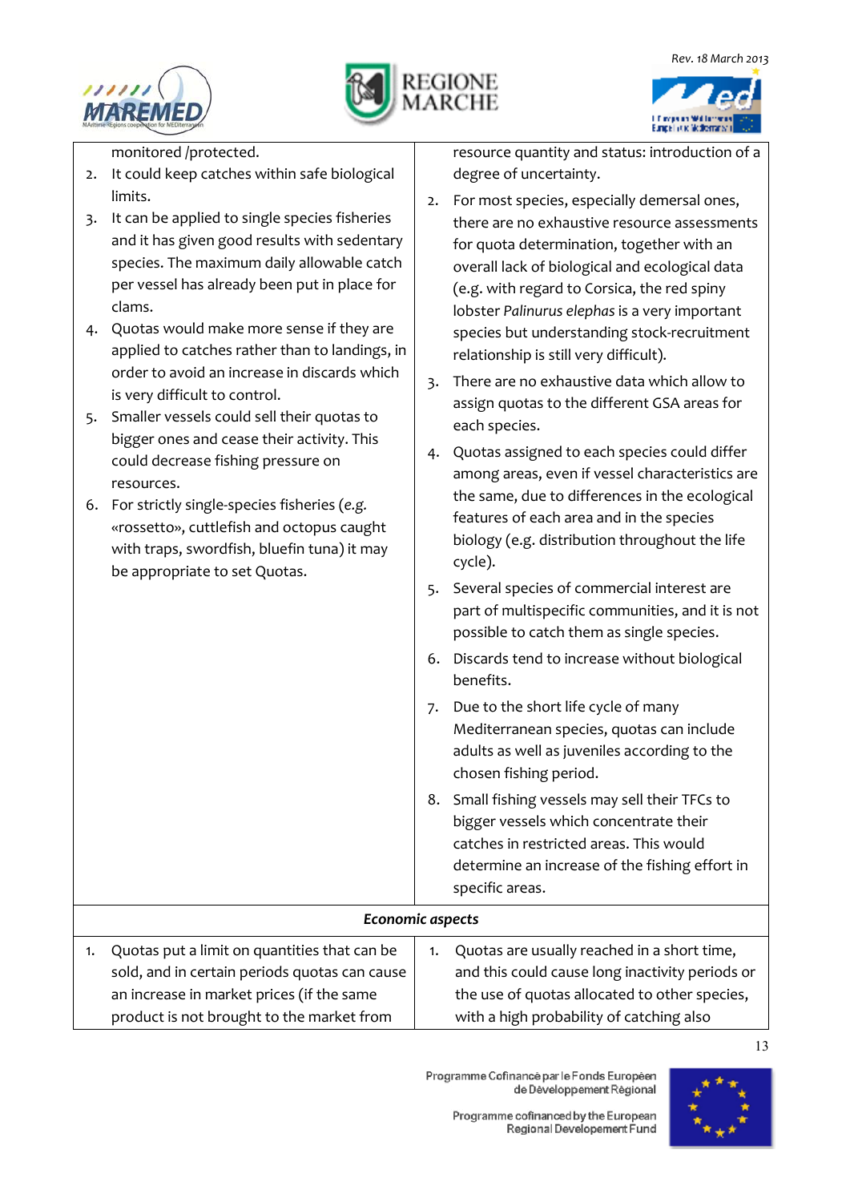| | |
|---|---|
| monitored /protected.<br>2. It could keep catches within safe biological limits.<br>3. It can be applied to single species fisheries and it has given good results with sedentary species. The maximum daily allowable catch per vessel has already been put in place for clams.<br>4. Quotas would make more sense if they are applied to catches rather than to landings, in order to avoid an increase in discards which is very difficult to control.<br>5. Smaller vessels could sell their quotas to bigger ones and cease their activity. This could decrease fishing pressure on resources.<br>6. For strictly single-species fisheries (*e.g.* «rossetto», cuttlefish and octopus caught with traps, swordfish, bluefin tuna) it may be appropriate to set Quotas. | resource quantity and status: introduction of a degree of uncertainty.<br>2. For most species, especially demersal ones, there are no exhaustive resource assessments for quota determination, together with an overall lack of biological and ecological data (e.g. with regard to Corsica, the red spiny lobster *Palinurus elephas* is a very important species but understanding stock-recruitment relationship is still very difficult).<br>3. There are no exhaustive data which allow to assign quotas to the different GSA areas for each species.<br>4. Quotas assigned to each species could differ among areas, even if vessel characteristics are the same, due to differences in the ecological features of each area and in the species biology (e.g. distribution throughout the life cycle).<br>5. Several species of commercial interest are part of multispecific communities, and it is not possible to catch them as single species.<br>6. Discards tend to increase without biological benefits.<br>7. Due to the short life cycle of many Mediterranean species, quotas can include adults as well as juveniles according to the chosen fishing period.<br>8. Small fishing vessels may sell their TFCs to bigger vessels which concentrate their catches in restricted areas. This would determine an increase of the fishing effort in specific areas. |
| ***Economic aspects*** | |
| 1. Quotas put a limit on quantities that can be sold, and in certain periods quotas can cause an increase in market prices (if the same product is not brought to the market from | 1. Quotas are usually reached in a short time, and this could cause long inactivity periods or the use of quotas allocated to other species, with a high probability of catching also |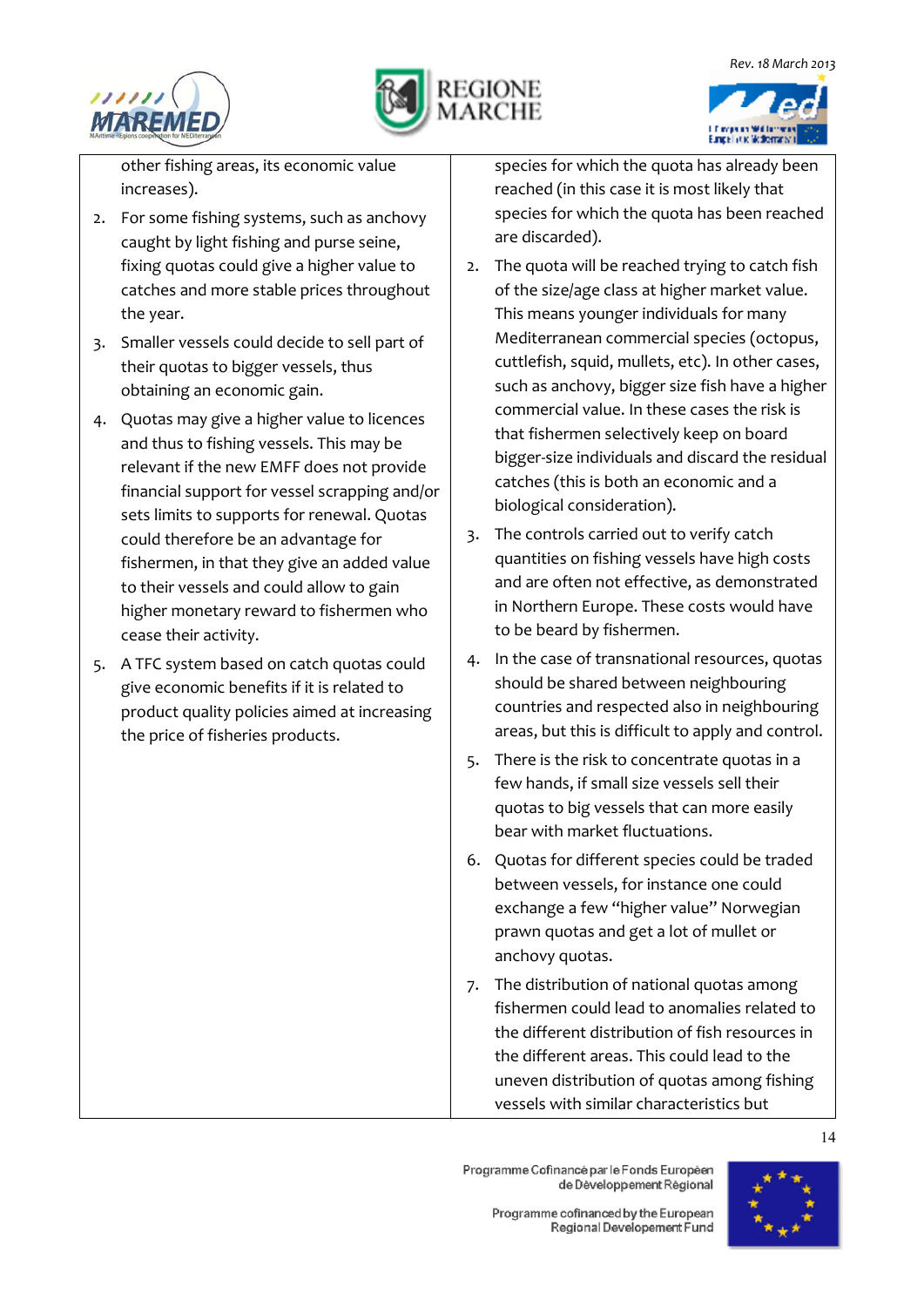| | |
|---|---|
| other fishing areas, its economic value increases).<br>2. For some fishing systems, such as anchovy caught by light fishing and purse seine, fixing quotas could give a higher value to catches and more stable prices throughout the year.<br>3. Smaller vessels could decide to sell part of their quotas to bigger vessels, thus obtaining an economic gain.<br>4. Quotas may give a higher value to licences and thus to fishing vessels. This may be relevant if the new EMFF does not provide financial support for vessel scrapping and/or sets limits to supports for renewal. Quotas could therefore be an advantage for fishermen, in that they give an added value to their vessels and could allow to gain higher monetary reward to fishermen who cease their activity.<br>5. A TFC system based on catch quotas could give economic benefits if it is related to product quality policies aimed at increasing the price of fisheries products. | species for which the quota has already been reached (in this case it is most likely that species for which the quota has been reached are discarded).<br>2. The quota will be reached trying to catch fish of the size/age class at higher market value. This means younger individuals for many Mediterranean commercial species (octopus, cuttlefish, squid, mullets, etc). In other cases, such as anchovy, bigger size fish have a higher commercial value. In these cases the risk is that fishermen selectively keep on board bigger-size individuals and discard the residual catches (this is both an economic and a biological consideration).<br>3. The controls carried out to verify catch quantities on fishing vessels have high costs and are often not effective, as demonstrated in Northern Europe. These costs would have to be beard by fishermen.<br>4. In the case of transnational resources, quotas should be shared between neighbouring countries and respected also in neighbouring areas, but this is difficult to apply and control.<br>5. There is the risk to concentrate quotas in a few hands, if small size vessels sell their quotas to big vessels that can more easily bear with market fluctuations.<br>6. Quotas for different species could be traded between vessels, for instance one could exchange a few "higher value" Norwegian prawn quotas and get a lot of mullet or anchovy quotas.<br>7. The distribution of national quotas among fishermen could lead to anomalies related to the different distribution of fish resources in the different areas. This could lead to the uneven distribution of quotas among fishing vessels with similar characteristics but |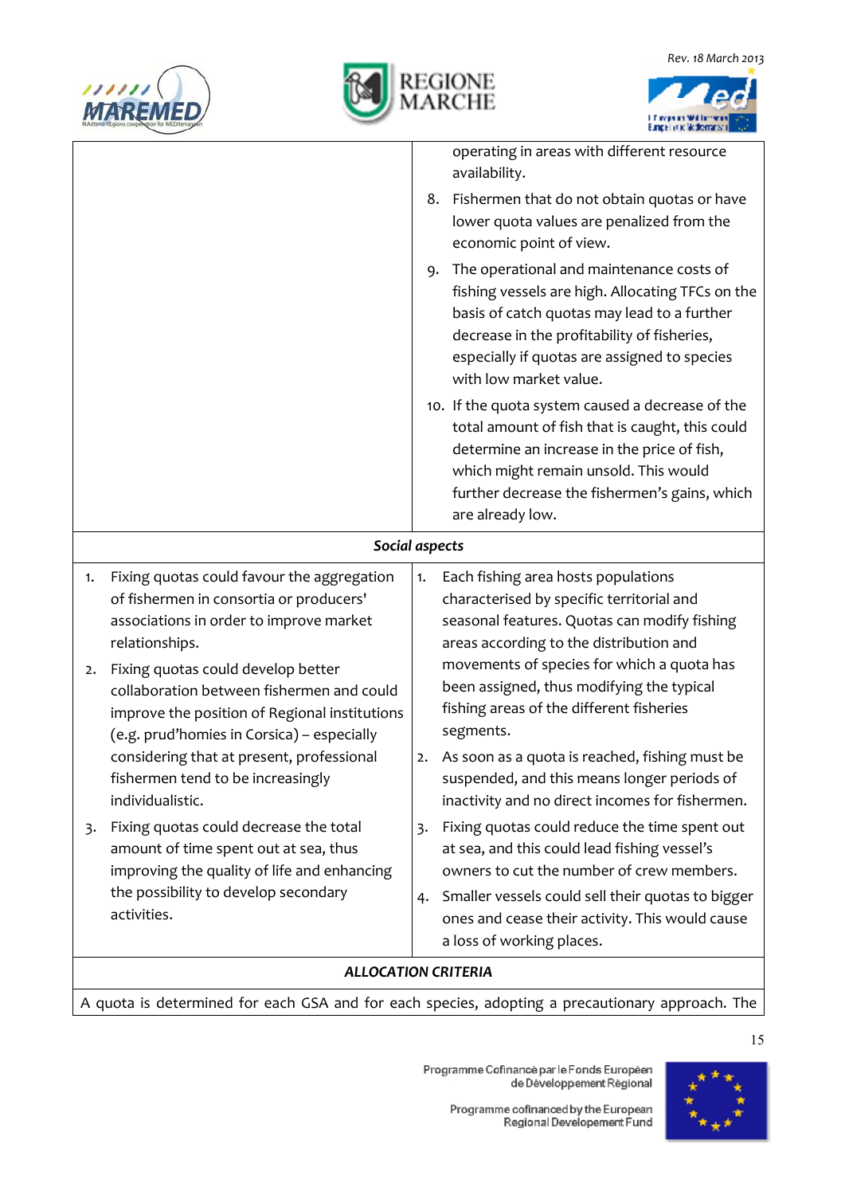| | |
|---|---|
| | operating in areas with different resource availability.<br>8. Fishermen that do not obtain quotas or have lower quota values are penalized from the economic point of view.<br>9. The operational and maintenance costs of fishing vessels are high. Allocating TFCs on the basis of catch quotas may lead to a further decrease in the profitability of fisheries, especially if quotas are assigned to species with low market value.<br>10. If the quota system caused a decrease of the total amount of fish that is caught, this could determine an increase in the price of fish, which might remain unsold. This would further decrease the fishermen's gains, which are already low. |
| ***Social aspects*** | |
| 1. Fixing quotas could favour the aggregation of fishermen in consortia or producers' associations in order to improve market relationships.<br>2. Fixing quotas could develop better collaboration between fishermen and could improve the position of Regional institutions (e.g. prud'homies in Corsica) – especially considering that at present, professional fishermen tend to be increasingly individualistic.<br>3. Fixing quotas could decrease the total amount of time spent out at sea, thus improving the quality of life and enhancing the possibility to develop secondary activities. | 1. Each fishing area hosts populations characterised by specific territorial and seasonal features. Quotas can modify fishing areas according to the distribution and movements of species for which a quota has been assigned, thus modifying the typical fishing areas of the different fisheries segments.<br>2. As soon as a quota is reached, fishing must be suspended, and this means longer periods of inactivity and no direct incomes for fishermen.<br>3. Fixing quotas could reduce the time spent out at sea, and this could lead fishing vessel's owners to cut the number of crew members.<br>4. Smaller vessels could sell their quotas to bigger ones and cease their activity. This would cause a loss of working places. |
| ***ALLOCATION CRITERIA*** | |
| A quota is determined for each GSA and for each species, adopting a precautionary approach. The | |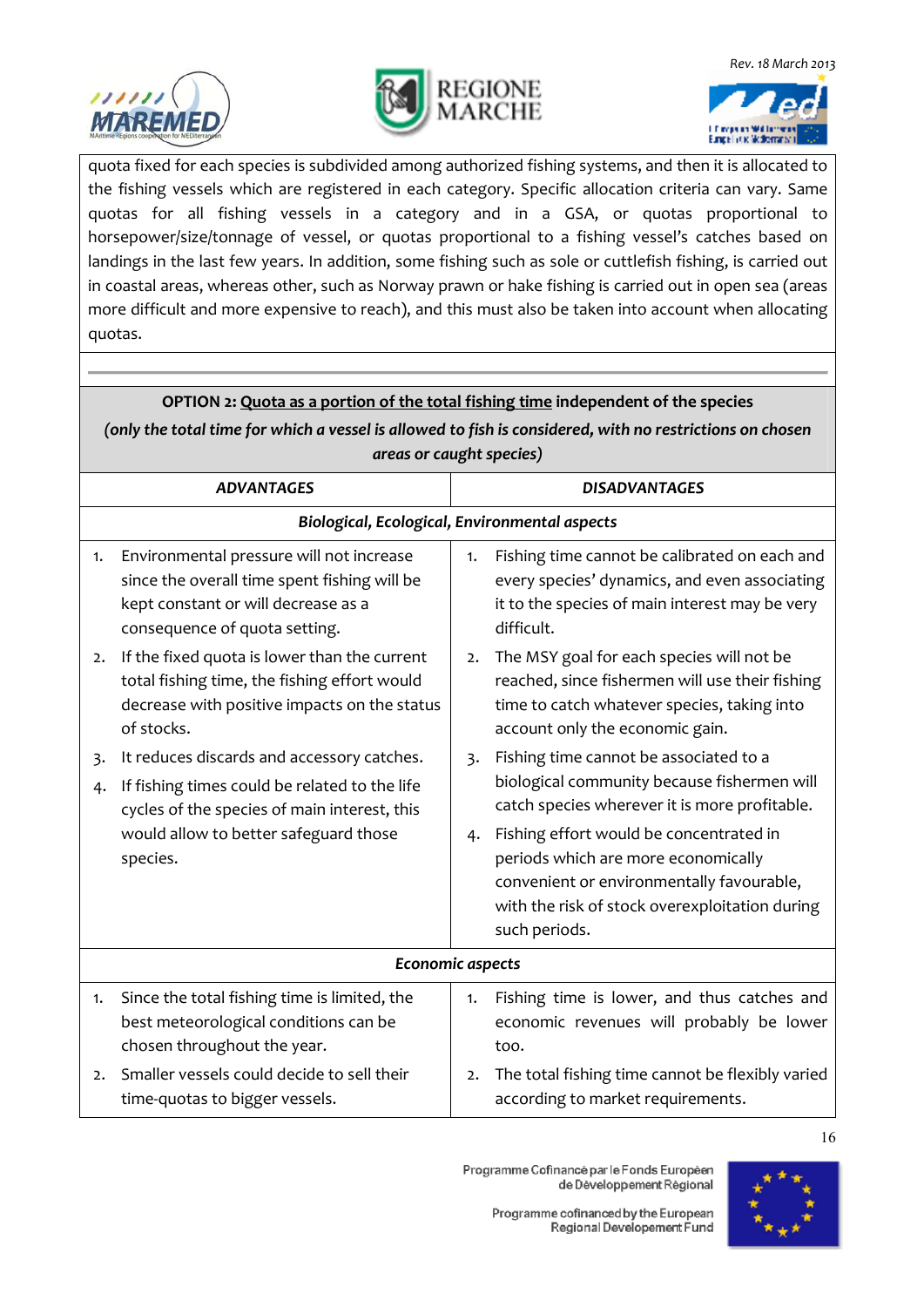quota fixed for each species is subdivided among authorized fishing systems, and then it is allocated to the fishing vessels which are registered in each category. Specific allocation criteria can vary. Same quotas for all fishing vessels in a category and in a GSA, or quotas proportional to horsepower/size/tonnage of vessel, or quotas proportional to a fishing vessel's catches based on landings in the last few years. In addition, some fishing such as sole or cuttlefish fishing, is carried out in coastal areas, whereas other, such as Norway prawn or hake fishing is carried out in open sea (areas more difficult and more expensive to reach), and this must also be taken into account when allocating quotas.

**OPTION 2: Quota as a portion of the total fishing time independent of the species**

***(only the total time for which a vessel is allowed to fish is considered, with no restrictions on chosen areas or caught species)***

| ***ADVANTAGES*** | ***DISADVANTAGES*** |
|---|---|
| ***Biological, Ecological, Environmental aspects*** | |
| 1. Environmental pressure will not increase since the overall time spent fishing will be kept constant or will decrease as a consequence of quota setting.<br>2. If the fixed quota is lower than the current total fishing time, the fishing effort would decrease with positive impacts on the status of stocks.<br>3. It reduces discards and accessory catches.<br>4. If fishing times could be related to the life cycles of the species of main interest, this would allow to better safeguard those species. | 1. Fishing time cannot be calibrated on each and every species' dynamics, and even associating it to the species of main interest may be very difficult.<br>2. The MSY goal for each species will not be reached, since fishermen will use their fishing time to catch whatever species, taking into account only the economic gain.<br>3. Fishing time cannot be associated to a biological community because fishermen will catch species wherever it is more profitable.<br>4. Fishing effort would be concentrated in periods which are more economically convenient or environmentally favourable, with the risk of stock overexploitation during such periods. |
| ***Economic aspects*** | |
| 1. Since the total fishing time is limited, the best meteorological conditions can be chosen throughout the year.<br>2. Smaller vessels could decide to sell their time-quotas to bigger vessels. | 1. Fishing time is lower, and thus catches and economic revenues will probably be lower too.<br>2. The total fishing time cannot be flexibly varied according to market requirements. |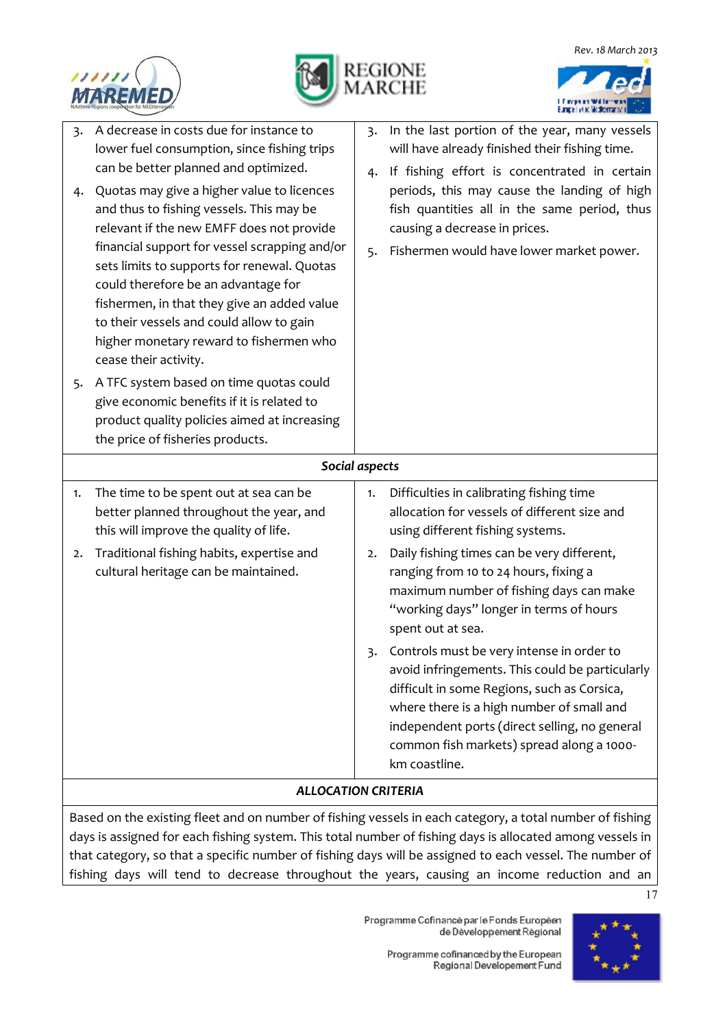| | |
|---|---|
| 3. A decrease in costs due for instance to lower fuel consumption, since fishing trips can be better planned and optimized.<br>4. Quotas may give a higher value to licences and thus to fishing vessels. This may be relevant if the new EMFF does not provide financial support for vessel scrapping and/or sets limits to supports for renewal. Quotas could therefore be an advantage for fishermen, in that they give an added value to their vessels and could allow to gain higher monetary reward to fishermen who cease their activity.<br>5. A TFC system based on time quotas could give economic benefits if it is related to product quality policies aimed at increasing the price of fisheries products. | 3. In the last portion of the year, many vessels will have already finished their fishing time.<br>4. If fishing effort is concentrated in certain periods, this may cause the landing of high fish quantities all in the same period, thus causing a decrease in prices.<br>5. Fishermen would have lower market power. |
| ***Social aspects*** | |
| 1. The time to be spent out at sea can be better planned throughout the year, and this will improve the quality of life.<br>2. Traditional fishing habits, expertise and cultural heritage can be maintained. | 1. Difficulties in calibrating fishing time allocation for vessels of different size and using different fishing systems.<br>2. Daily fishing times can be very different, ranging from 10 to 24 hours, fixing a maximum number of fishing days can make "working days" longer in terms of hours spent out at sea.<br>3. Controls must be very intense in order to avoid infringements. This could be particularly difficult in some Regions, such as Corsica, where there is a high number of small and independent ports (direct selling, no general common fish markets) spread along a 1000-km coastline. |
| ***ALLOCATION CRITERIA*** | |
| Based on the existing fleet and on number of fishing vessels in each category, a total number of fishing days is assigned for each fishing system. This total number of fishing days is allocated among vessels in that category, so that a specific number of fishing days will be assigned to each vessel. The number of fishing days will tend to decrease throughout the years, causing an income reduction and an | |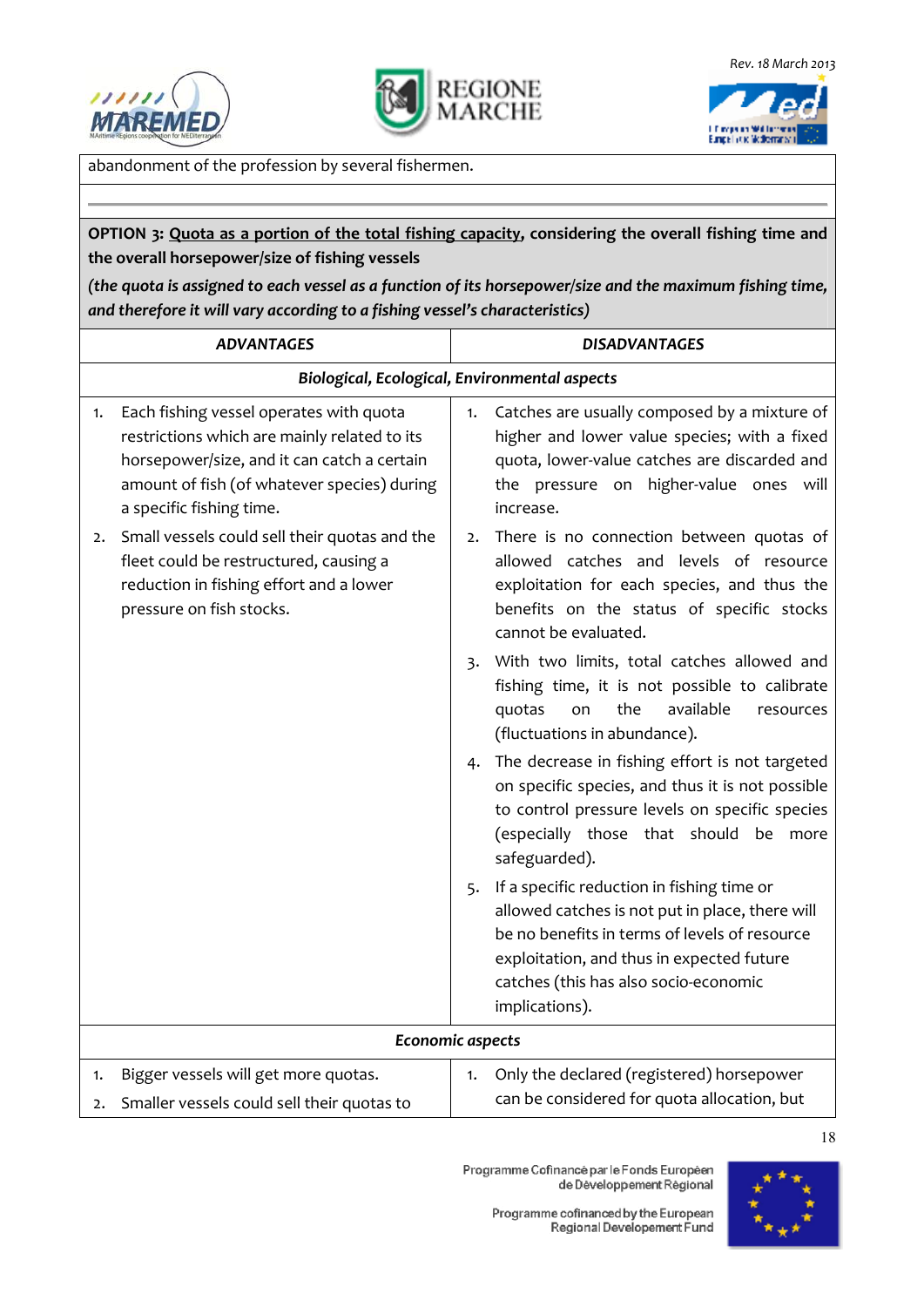abandonment of the profession by several fishermen.

---

**OPTION 3: <u>Quota as a portion of the total fishing capacity</u>, considering the overall fishing time and the overall horsepower/size of fishing vessels**

***(the quota is assigned to each vessel as a function of its horsepower/size and the maximum fishing time, and therefore it will vary according to a fishing vessel's characteristics)***

| ***ADVANTAGES*** | ***DISADVANTAGES*** |
|---|---|
| ***Biological, Ecological, Environmental aspects*** | |
| 1. Each fishing vessel operates with quota restrictions which are mainly related to its horsepower/size, and it can catch a certain amount of fish (of whatever species) during a specific fishing time.<br>2. Small vessels could sell their quotas and the fleet could be restructured, causing a reduction in fishing effort and a lower pressure on fish stocks. | 1. Catches are usually composed by a mixture of higher and lower value species; with a fixed quota, lower-value catches are discarded and the pressure on higher-value ones will increase.<br>2. There is no connection between quotas of allowed catches and levels of resource exploitation for each species, and thus the benefits on the status of specific stocks cannot be evaluated.<br>3. With two limits, total catches allowed and fishing time, it is not possible to calibrate quotas on the available resources (fluctuations in abundance).<br>4. The decrease in fishing effort is not targeted on specific species, and thus it is not possible to control pressure levels on specific species (especially those that should be more safeguarded).<br>5. If a specific reduction in fishing time or allowed catches is not put in place, there will be no benefits in terms of levels of resource exploitation, and thus in expected future catches (this has also socio-economic implications). |
| ***Economic aspects*** | |
| 1. Bigger vessels will get more quotas.<br>2. Smaller vessels could sell their quotas to | 1. Only the declared (registered) horsepower can be considered for quota allocation, but |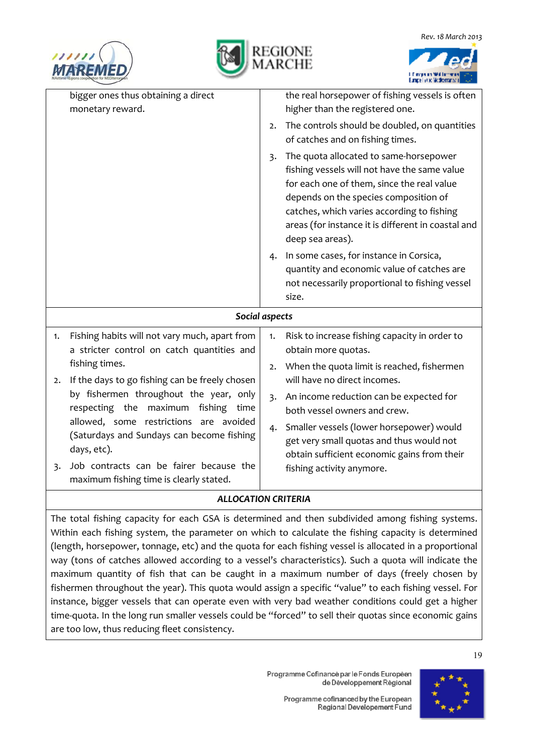| | |
|---|---|
| bigger ones thus obtaining a direct monetary reward. | the real horsepower of fishing vessels is often higher than the registered one.<br>2. The controls should be doubled, on quantities of catches and on fishing times.<br>3. The quota allocated to same-horsepower fishing vessels will not have the same value for each one of them, since the real value depends on the species composition of catches, which varies according to fishing areas (for instance it is different in coastal and deep sea areas).<br>4. In some cases, for instance in Corsica, quantity and economic value of catches are not necessarily proportional to fishing vessel size. |
| ***Social aspects*** | |
| 1. Fishing habits will not vary much, apart from a stricter control on catch quantities and fishing times.<br>2. If the days to go fishing can be freely chosen by fishermen throughout the year, only respecting the maximum fishing time allowed, some restrictions are avoided (Saturdays and Sundays can become fishing days, etc).<br>3. Job contracts can be fairer because the maximum fishing time is clearly stated. | 1. Risk to increase fishing capacity in order to obtain more quotas.<br>2. When the quota limit is reached, fishermen will have no direct incomes.<br>3. An income reduction can be expected for both vessel owners and crew.<br>4. Smaller vessels (lower horsepower) would get very small quotas and thus would not obtain sufficient economic gains from their fishing activity anymore. |
| ***ALLOCATION CRITERIA*** | |
| The total fishing capacity for each GSA is determined and then subdivided among fishing systems. Within each fishing system, the parameter on which to calculate the fishing capacity is determined (length, horsepower, tonnage, etc) and the quota for each fishing vessel is allocated in a proportional way (tons of catches allowed according to a vessel's characteristics). Such a quota will indicate the maximum quantity of fish that can be caught in a maximum number of days (freely chosen by fishermen throughout the year). This quota would assign a specific "value" to each fishing vessel. For instance, bigger vessels that can operate even with very bad weather conditions could get a higher time-quota. In the long run smaller vessels could be "forced" to sell their quotas since economic gains are too low, thus reducing fleet consistency. | |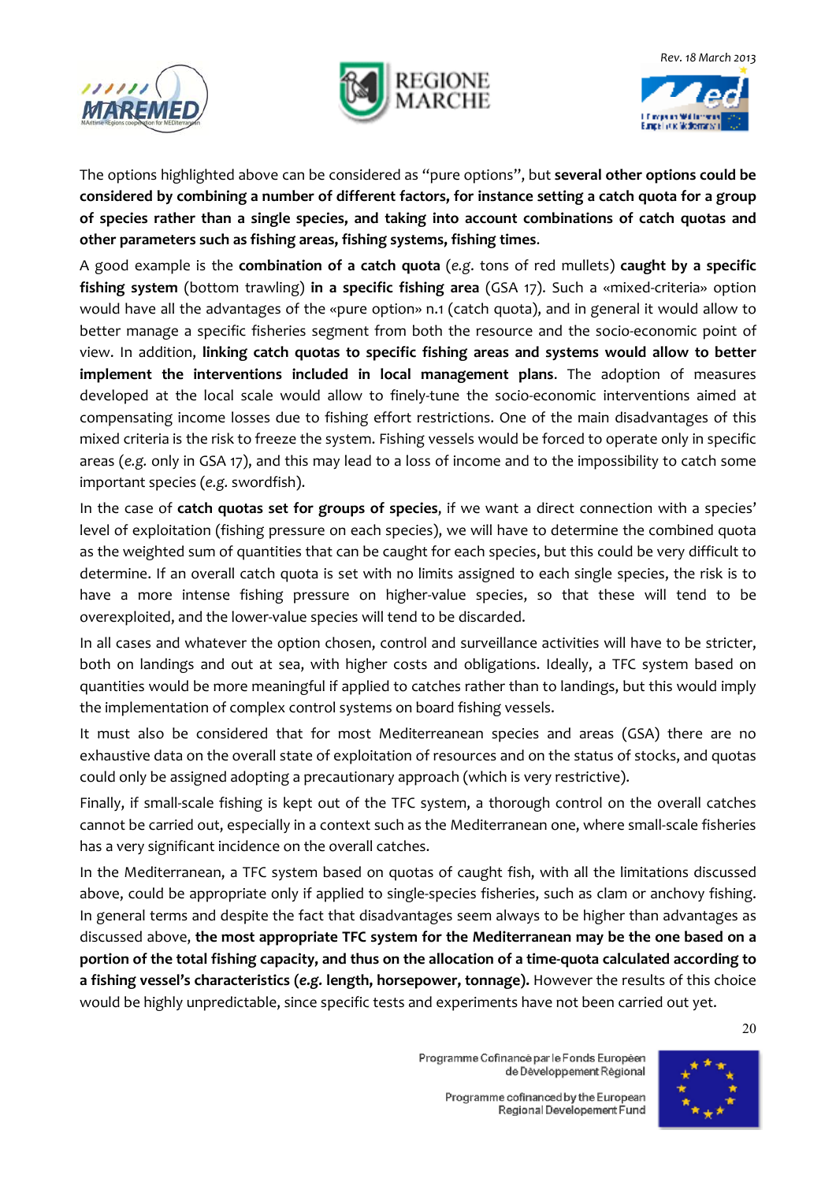The options highlighted above can be considered as "pure options", but **several other options could be considered by combining a number of different factors, for instance setting a catch quota for a group of species rather than a single species, and taking into account combinations of catch quotas and other parameters such as fishing areas, fishing systems, fishing times**.

A good example is the **combination of a catch quota** (*e.g.* tons of red mullets) **caught by a specific fishing system** (bottom trawling) **in a specific fishing area** (GSA 17). Such a «mixed-criteria» option would have all the advantages of the «pure option» n.1 (catch quota), and in general it would allow to better manage a specific fisheries segment from both the resource and the socio-economic point of view. In addition, **linking catch quotas to specific fishing areas and systems would allow to better implement the interventions included in local management plans**. The adoption of measures developed at the local scale would allow to finely-tune the socio-economic interventions aimed at compensating income losses due to fishing effort restrictions. One of the main disadvantages of this mixed criteria is the risk to freeze the system. Fishing vessels would be forced to operate only in specific areas (*e.g.* only in GSA 17), and this may lead to a loss of income and to the impossibility to catch some important species (*e.g.* swordfish).

In the case of **catch quotas set for groups of species**, if we want a direct connection with a species' level of exploitation (fishing pressure on each species), we will have to determine the combined quota as the weighted sum of quantities that can be caught for each species, but this could be very difficult to determine. If an overall catch quota is set with no limits assigned to each single species, the risk is to have a more intense fishing pressure on higher-value species, so that these will tend to be overexploited, and the lower-value species will tend to be discarded.

In all cases and whatever the option chosen, control and surveillance activities will have to be stricter, both on landings and out at sea, with higher costs and obligations. Ideally, a TFC system based on quantities would be more meaningful if applied to catches rather than to landings, but this would imply the implementation of complex control systems on board fishing vessels.

It must also be considered that for most Mediterreanean species and areas (GSA) there are no exhaustive data on the overall state of exploitation of resources and on the status of stocks, and quotas could only be assigned adopting a precautionary approach (which is very restrictive).

Finally, if small-scale fishing is kept out of the TFC system, a thorough control on the overall catches cannot be carried out, especially in a context such as the Mediterranean one, where small-scale fisheries has a very significant incidence on the overall catches.

In the Mediterranean, a TFC system based on quotas of caught fish, with all the limitations discussed above, could be appropriate only if applied to single-species fisheries, such as clam or anchovy fishing. In general terms and despite the fact that disadvantages seem always to be higher than advantages as discussed above, **the most appropriate TFC system for the Mediterranean may be the one based on a portion of the total fishing capacity, and thus on the allocation of a time-quota calculated according to a fishing vessel's characteristics (*e.g.* length, horsepower, tonnage).** However the results of this choice would be highly unpredictable, since specific tests and experiments have not been carried out yet.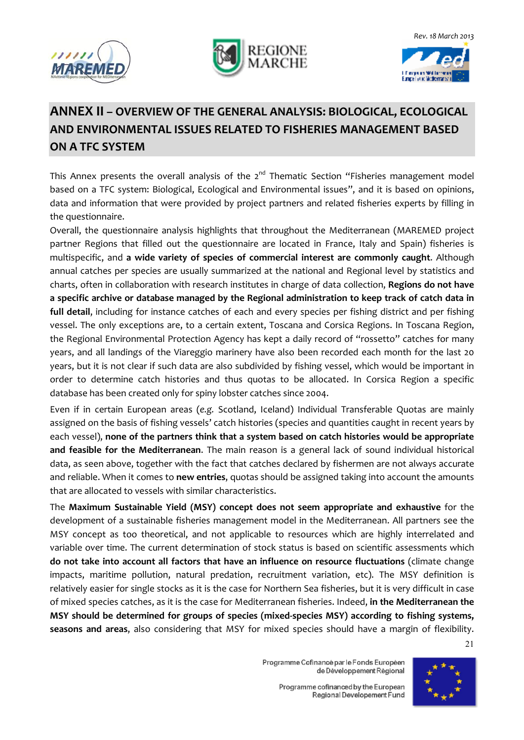## ANNEX II – OVERVIEW OF THE GENERAL ANALYSIS: BIOLOGICAL, ECOLOGICAL AND ENVIRONMENTAL ISSUES RELATED TO FISHERIES MANAGEMENT BASED ON A TFC SYSTEM

This Annex presents the overall analysis of the 2nd Thematic Section "Fisheries management model based on a TFC system: Biological, Ecological and Environmental issues", and it is based on opinions, data and information that were provided by project partners and related fisheries experts by filling in the questionnaire.

Overall, the questionnaire analysis highlights that throughout the Mediterranean (MAREMED project partner Regions that filled out the questionnaire are located in France, Italy and Spain) fisheries is multispecific, and **a wide variety of species of commercial interest are commonly caught**. Although annual catches per species are usually summarized at the national and Regional level by statistics and charts, often in collaboration with research institutes in charge of data collection, **Regions do not have a specific archive or database managed by the Regional administration to keep track of catch data in full detail**, including for instance catches of each and every species per fishing district and per fishing vessel. The only exceptions are, to a certain extent, Toscana and Corsica Regions. In Toscana Region, the Regional Environmental Protection Agency has kept a daily record of "rossetto" catches for many years, and all landings of the Viareggio marinery have also been recorded each month for the last 20 years, but it is not clear if such data are also subdivided by fishing vessel, which would be important in order to determine catch histories and thus quotas to be allocated. In Corsica Region a specific database has been created only for spiny lobster catches since 2004.

Even if in certain European areas (*e.g.* Scotland, Iceland) Individual Transferable Quotas are mainly assigned on the basis of fishing vessels' catch histories (species and quantities caught in recent years by each vessel), **none of the partners think that a system based on catch histories would be appropriate and feasible for the Mediterranean**. The main reason is a general lack of sound individual historical data, as seen above, together with the fact that catches declared by fishermen are not always accurate and reliable. When it comes to **new entries**, quotas should be assigned taking into account the amounts that are allocated to vessels with similar characteristics.

The **Maximum Sustainable Yield (MSY) concept does not seem appropriate and exhaustive** for the development of a sustainable fisheries management model in the Mediterranean. All partners see the MSY concept as too theoretical, and not applicable to resources which are highly interrelated and variable over time. The current determination of stock status is based on scientific assessments which **do not take into account all factors that have an influence on resource fluctuations** (climate change impacts, maritime pollution, natural predation, recruitment variation, etc). The MSY definition is relatively easier for single stocks as it is the case for Northern Sea fisheries, but it is very difficult in case of mixed species catches, as it is the case for Mediterranean fisheries. Indeed, **in the Mediterranean the MSY should be determined for groups of species (mixed-species MSY) according to fishing systems, seasons and areas**, also considering that MSY for mixed species should have a margin of flexibility.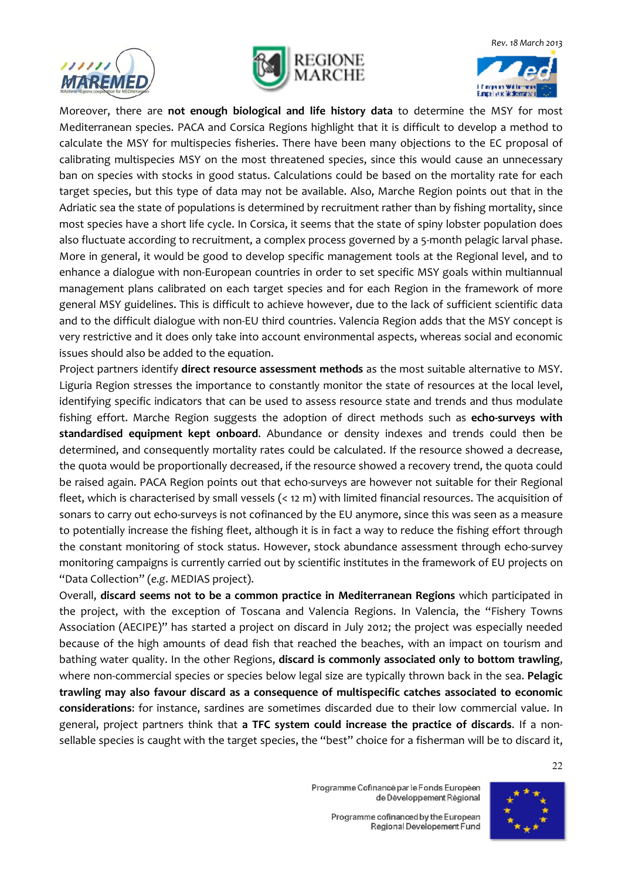Moreover, there are **not enough biological and life history data** to determine the MSY for most Mediterranean species. PACA and Corsica Regions highlight that it is difficult to develop a method to calculate the MSY for multispecies fisheries. There have been many objections to the EC proposal of calibrating multispecies MSY on the most threatened species, since this would cause an unnecessary ban on species with stocks in good status. Calculations could be based on the mortality rate for each target species, but this type of data may not be available. Also, Marche Region points out that in the Adriatic sea the state of populations is determined by recruitment rather than by fishing mortality, since most species have a short life cycle. In Corsica, it seems that the state of spiny lobster population does also fluctuate according to recruitment, a complex process governed by a 5-month pelagic larval phase. More in general, it would be good to develop specific management tools at the Regional level, and to enhance a dialogue with non-European countries in order to set specific MSY goals within multiannual management plans calibrated on each target species and for each Region in the framework of more general MSY guidelines. This is difficult to achieve however, due to the lack of sufficient scientific data and to the difficult dialogue with non-EU third countries. Valencia Region adds that the MSY concept is very restrictive and it does only take into account environmental aspects, whereas social and economic issues should also be added to the equation.

Project partners identify **direct resource assessment methods** as the most suitable alternative to MSY. Liguria Region stresses the importance to constantly monitor the state of resources at the local level, identifying specific indicators that can be used to assess resource state and trends and thus modulate fishing effort. Marche Region suggests the adoption of direct methods such as **echo-surveys with standardised equipment kept onboard**. Abundance or density indexes and trends could then be determined, and consequently mortality rates could be calculated. If the resource showed a decrease, the quota would be proportionally decreased, if the resource showed a recovery trend, the quota could be raised again. PACA Region points out that echo-surveys are however not suitable for their Regional fleet, which is characterised by small vessels (< 12 m) with limited financial resources. The acquisition of sonars to carry out echo-surveys is not cofinanced by the EU anymore, since this was seen as a measure to potentially increase the fishing fleet, although it is in fact a way to reduce the fishing effort through the constant monitoring of stock status. However, stock abundance assessment through echo-survey monitoring campaigns is currently carried out by scientific institutes in the framework of EU projects on "Data Collection" (*e.g.* MEDIAS project).

Overall, **discard seems not to be a common practice in Mediterranean Regions** which participated in the project, with the exception of Toscana and Valencia Regions. In Valencia, the "Fishery Towns Association (AECIPE)" has started a project on discard in July 2012; the project was especially needed because of the high amounts of dead fish that reached the beaches, with an impact on tourism and bathing water quality. In the other Regions, **discard is commonly associated only to bottom trawling**, where non-commercial species or species below legal size are typically thrown back in the sea. **Pelagic trawling may also favour discard as a consequence of multispecific catches associated to economic considerations**: for instance, sardines are sometimes discarded due to their low commercial value. In general, project partners think that **a TFC system could increase the practice of discards**. If a non-sellable species is caught with the target species, the "best" choice for a fisherman will be to discard it,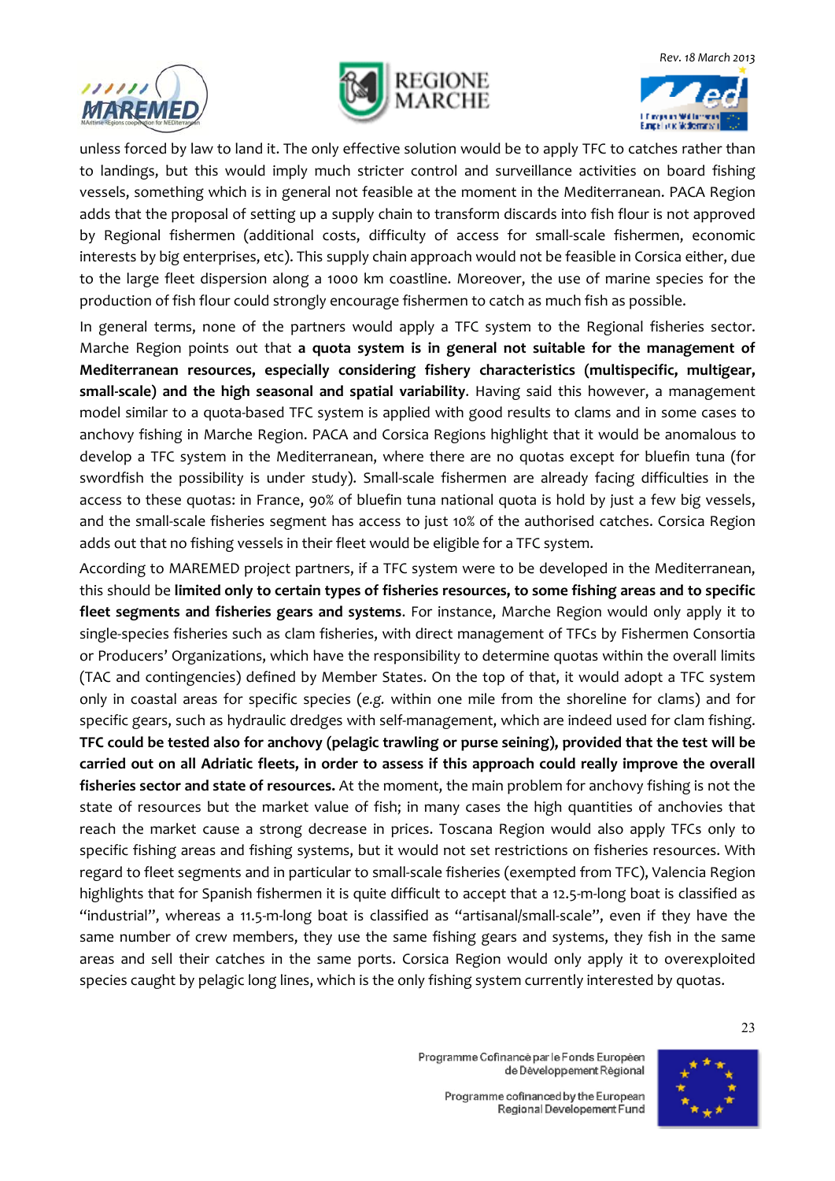unless forced by law to land it. The only effective solution would be to apply TFC to catches rather than to landings, but this would imply much stricter control and surveillance activities on board fishing vessels, something which is in general not feasible at the moment in the Mediterranean. PACA Region adds that the proposal of setting up a supply chain to transform discards into fish flour is not approved by Regional fishermen (additional costs, difficulty of access for small-scale fishermen, economic interests by big enterprises, etc). This supply chain approach would not be feasible in Corsica either, due to the large fleet dispersion along a 1000 km coastline. Moreover, the use of marine species for the production of fish flour could strongly encourage fishermen to catch as much fish as possible.

In general terms, none of the partners would apply a TFC system to the Regional fisheries sector. Marche Region points out that **a quota system is in general not suitable for the management of Mediterranean resources, especially considering fishery characteristics (multispecific, multigear, small-scale) and the high seasonal and spatial variability**. Having said this however, a management model similar to a quota-based TFC system is applied with good results to clams and in some cases to anchovy fishing in Marche Region. PACA and Corsica Regions highlight that it would be anomalous to develop a TFC system in the Mediterranean, where there are no quotas except for bluefin tuna (for swordfish the possibility is under study). Small-scale fishermen are already facing difficulties in the access to these quotas: in France, 90% of bluefin tuna national quota is hold by just a few big vessels, and the small-scale fisheries segment has access to just 10% of the authorised catches. Corsica Region adds out that no fishing vessels in their fleet would be eligible for a TFC system.

According to MAREMED project partners, if a TFC system were to be developed in the Mediterranean, this should be **limited only to certain types of fisheries resources, to some fishing areas and to specific fleet segments and fisheries gears and systems**. For instance, Marche Region would only apply it to single-species fisheries such as clam fisheries, with direct management of TFCs by Fishermen Consortia or Producers' Organizations, which have the responsibility to determine quotas within the overall limits (TAC and contingencies) defined by Member States. On the top of that, it would adopt a TFC system only in coastal areas for specific species (*e.g.* within one mile from the shoreline for clams) and for specific gears, such as hydraulic dredges with self-management, which are indeed used for clam fishing. **TFC could be tested also for anchovy (pelagic trawling or purse seining), provided that the test will be carried out on all Adriatic fleets, in order to assess if this approach could really improve the overall fisheries sector and state of resources.** At the moment, the main problem for anchovy fishing is not the state of resources but the market value of fish; in many cases the high quantities of anchovies that reach the market cause a strong decrease in prices. Toscana Region would also apply TFCs only to specific fishing areas and fishing systems, but it would not set restrictions on fisheries resources. With regard to fleet segments and in particular to small-scale fisheries (exempted from TFC), Valencia Region highlights that for Spanish fishermen it is quite difficult to accept that a 12.5-m-long boat is classified as "industrial", whereas a 11.5-m-long boat is classified as "artisanal/small-scale", even if they have the same number of crew members, they use the same fishing gears and systems, they fish in the same areas and sell their catches in the same ports. Corsica Region would only apply it to overexploited species caught by pelagic long lines, which is the only fishing system currently interested by quotas.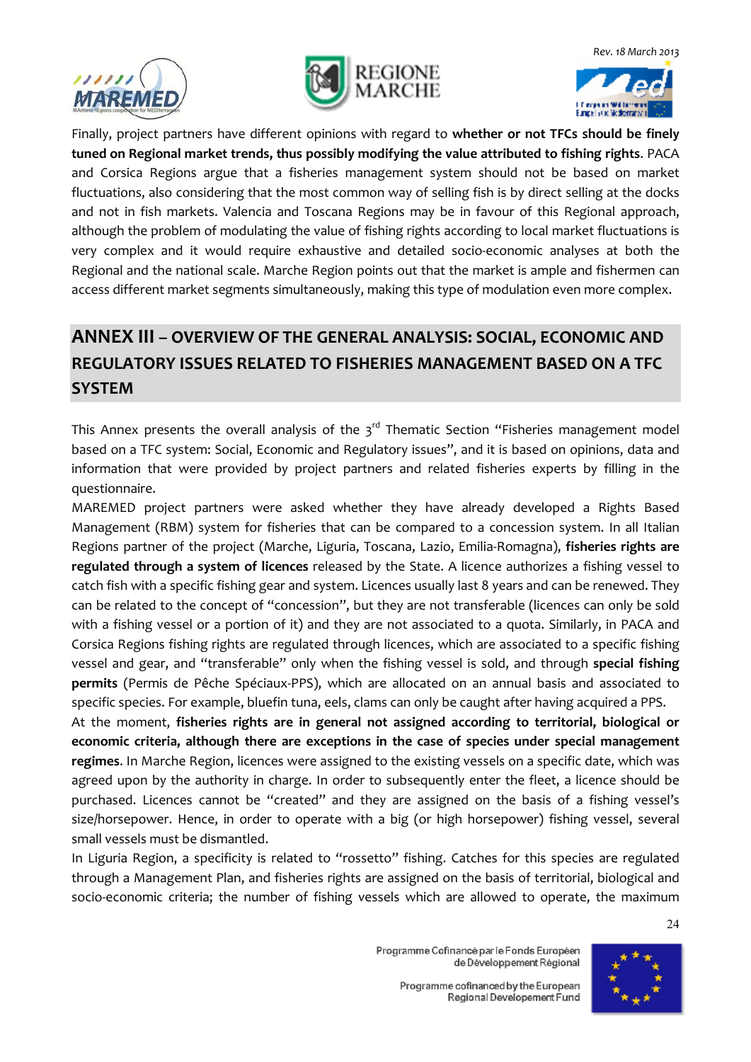Finally, project partners have different opinions with regard to **whether or not TFCs should be finely tuned on Regional market trends, thus possibly modifying the value attributed to fishing rights**. PACA and Corsica Regions argue that a fisheries management system should not be based on market fluctuations, also considering that the most common way of selling fish is by direct selling at the docks and not in fish markets. Valencia and Toscana Regions may be in favour of this Regional approach, although the problem of modulating the value of fishing rights according to local market fluctuations is very complex and it would require exhaustive and detailed socio-economic analyses at both the Regional and the national scale. Marche Region points out that the market is ample and fishermen can access different market segments simultaneously, making this type of modulation even more complex.

## ANNEX III – OVERVIEW OF THE GENERAL ANALYSIS: SOCIAL, ECONOMIC AND REGULATORY ISSUES RELATED TO FISHERIES MANAGEMENT BASED ON A TFC SYSTEM

This Annex presents the overall analysis of the 3rd Thematic Section "Fisheries management model based on a TFC system: Social, Economic and Regulatory issues", and it is based on opinions, data and information that were provided by project partners and related fisheries experts by filling in the questionnaire.

MAREMED project partners were asked whether they have already developed a Rights Based Management (RBM) system for fisheries that can be compared to a concession system. In all Italian Regions partner of the project (Marche, Liguria, Toscana, Lazio, Emilia-Romagna), **fisheries rights are regulated through a system of licences** released by the State. A licence authorizes a fishing vessel to catch fish with a specific fishing gear and system. Licences usually last 8 years and can be renewed. They can be related to the concept of "concession", but they are not transferable (licences can only be sold with a fishing vessel or a portion of it) and they are not associated to a quota. Similarly, in PACA and Corsica Regions fishing rights are regulated through licences, which are associated to a specific fishing vessel and gear, and "transferable" only when the fishing vessel is sold, and through **special fishing permits** (Permis de Pêche Spéciaux-PPS), which are allocated on an annual basis and associated to specific species. For example, bluefin tuna, eels, clams can only be caught after having acquired a PPS.

At the moment, **fisheries rights are in general not assigned according to territorial, biological or economic criteria, although there are exceptions in the case of species under special management regimes**. In Marche Region, licences were assigned to the existing vessels on a specific date, which was agreed upon by the authority in charge. In order to subsequently enter the fleet, a licence should be purchased. Licences cannot be "created" and they are assigned on the basis of a fishing vessel's size/horsepower. Hence, in order to operate with a big (or high horsepower) fishing vessel, several small vessels must be dismantled.

In Liguria Region, a specificity is related to "rossetto" fishing. Catches for this species are regulated through a Management Plan, and fisheries rights are assigned on the basis of territorial, biological and socio-economic criteria; the number of fishing vessels which are allowed to operate, the maximum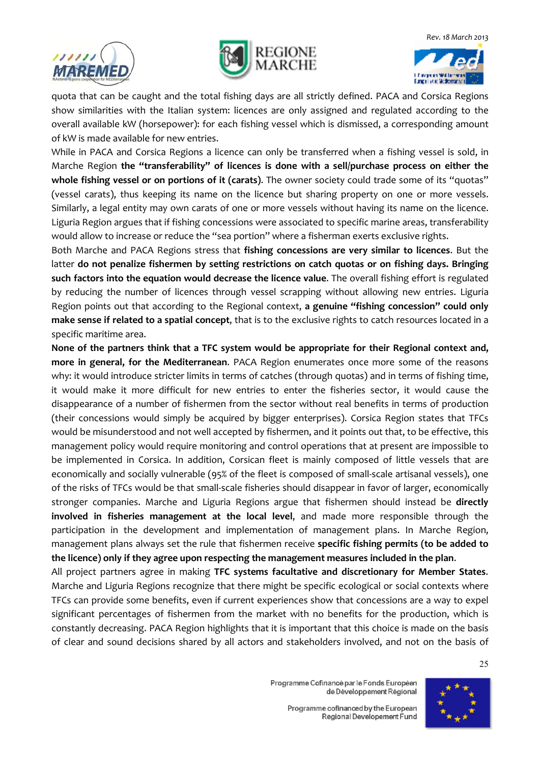quota that can be caught and the total fishing days are all strictly defined. PACA and Corsica Regions show similarities with the Italian system: licences are only assigned and regulated according to the overall available kW (horsepower): for each fishing vessel which is dismissed, a corresponding amount of kW is made available for new entries.

While in PACA and Corsica Regions a licence can only be transferred when a fishing vessel is sold, in Marche Region **the "transferability" of licences is done with a sell/purchase process on either the whole fishing vessel or on portions of it (carats)**. The owner society could trade some of its "quotas" (vessel carats), thus keeping its name on the licence but sharing property on one or more vessels. Similarly, a legal entity may own carats of one or more vessels without having its name on the licence. Liguria Region argues that if fishing concessions were associated to specific marine areas, transferability would allow to increase or reduce the "sea portion" where a fisherman exerts exclusive rights.

Both Marche and PACA Regions stress that **fishing concessions are very similar to licences**. But the latter **do not penalize fishermen by setting restrictions on catch quotas or on fishing days. Bringing such factors into the equation would decrease the licence value**. The overall fishing effort is regulated by reducing the number of licences through vessel scrapping without allowing new entries. Liguria Region points out that according to the Regional context, **a genuine "fishing concession" could only make sense if related to a spatial concept**, that is to the exclusive rights to catch resources located in a specific maritime area.

**None of the partners think that a TFC system would be appropriate for their Regional context and, more in general, for the Mediterranean**. PACA Region enumerates once more some of the reasons why: it would introduce stricter limits in terms of catches (through quotas) and in terms of fishing time, it would make it more difficult for new entries to enter the fisheries sector, it would cause the disappearance of a number of fishermen from the sector without real benefits in terms of production (their concessions would simply be acquired by bigger enterprises). Corsica Region states that TFCs would be misunderstood and not well accepted by fishermen, and it points out that, to be effective, this management policy would require monitoring and control operations that at present are impossible to be implemented in Corsica. In addition, Corsican fleet is mainly composed of little vessels that are economically and socially vulnerable (95% of the fleet is composed of small-scale artisanal vessels), one of the risks of TFCs would be that small-scale fisheries should disappear in favor of larger, economically stronger companies. Marche and Liguria Regions argue that fishermen should instead be **directly involved in fisheries management at the local level**, and made more responsible through the participation in the development and implementation of management plans. In Marche Region, management plans always set the rule that fishermen receive **specific fishing permits (to be added to the licence) only if they agree upon respecting the management measures included in the plan**.

All project partners agree in making **TFC systems facultative and discretionary for Member States**. Marche and Liguria Regions recognize that there might be specific ecological or social contexts where TFCs can provide some benefits, even if current experiences show that concessions are a way to expel significant percentages of fishermen from the market with no benefits for the production, which is constantly decreasing. PACA Region highlights that it is important that this choice is made on the basis of clear and sound decisions shared by all actors and stakeholders involved, and not on the basis of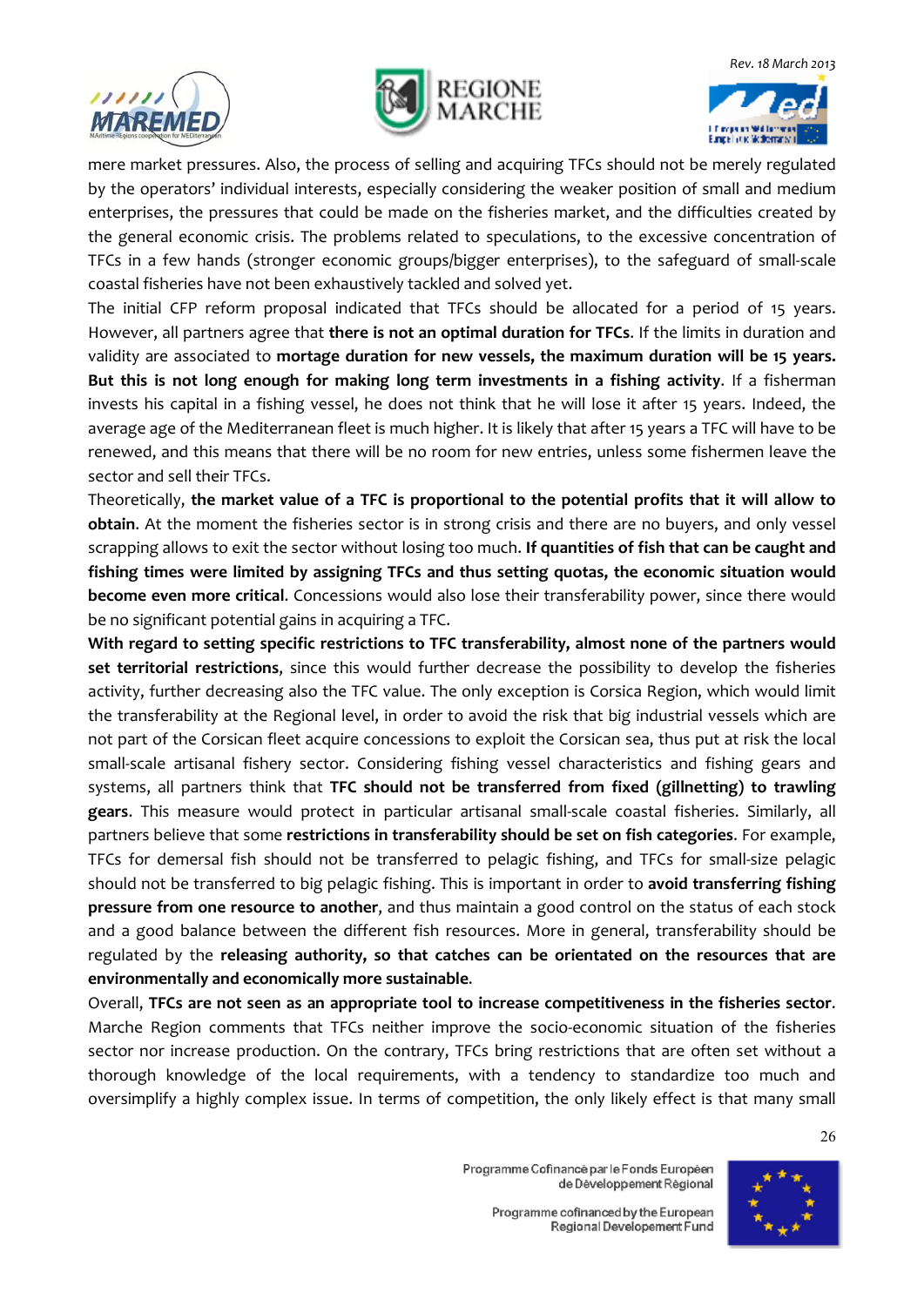mere market pressures. Also, the process of selling and acquiring TFCs should not be merely regulated by the operators' individual interests, especially considering the weaker position of small and medium enterprises, the pressures that could be made on the fisheries market, and the difficulties created by the general economic crisis. The problems related to speculations, to the excessive concentration of TFCs in a few hands (stronger economic groups/bigger enterprises), to the safeguard of small-scale coastal fisheries have not been exhaustively tackled and solved yet.

The initial CFP reform proposal indicated that TFCs should be allocated for a period of 15 years. However, all partners agree that **there is not an optimal duration for TFCs**. If the limits in duration and validity are associated to **mortage duration for new vessels, the maximum duration will be 15 years. But this is not long enough for making long term investments in a fishing activity**. If a fisherman invests his capital in a fishing vessel, he does not think that he will lose it after 15 years. Indeed, the average age of the Mediterranean fleet is much higher. It is likely that after 15 years a TFC will have to be renewed, and this means that there will be no room for new entries, unless some fishermen leave the sector and sell their TFCs.

Theoretically, **the market value of a TFC is proportional to the potential profits that it will allow to obtain**. At the moment the fisheries sector is in strong crisis and there are no buyers, and only vessel scrapping allows to exit the sector without losing too much. **If quantities of fish that can be caught and fishing times were limited by assigning TFCs and thus setting quotas, the economic situation would become even more critical**. Concessions would also lose their transferability power, since there would be no significant potential gains in acquiring a TFC.

**With regard to setting specific restrictions to TFC transferability, almost none of the partners would set territorial restrictions**, since this would further decrease the possibility to develop the fisheries activity, further decreasing also the TFC value. The only exception is Corsica Region, which would limit the transferability at the Regional level, in order to avoid the risk that big industrial vessels which are not part of the Corsican fleet acquire concessions to exploit the Corsican sea, thus put at risk the local small-scale artisanal fishery sector. Considering fishing vessel characteristics and fishing gears and systems, all partners think that **TFC should not be transferred from fixed (gillnetting) to trawling gears**. This measure would protect in particular artisanal small-scale coastal fisheries. Similarly, all partners believe that some **restrictions in transferability should be set on fish categories**. For example, TFCs for demersal fish should not be transferred to pelagic fishing, and TFCs for small-size pelagic should not be transferred to big pelagic fishing. This is important in order to **avoid transferring fishing pressure from one resource to another**, and thus maintain a good control on the status of each stock and a good balance between the different fish resources. More in general, transferability should be regulated by the **releasing authority, so that catches can be orientated on the resources that are environmentally and economically more sustainable**.

Overall, **TFCs are not seen as an appropriate tool to increase competitiveness in the fisheries sector**. Marche Region comments that TFCs neither improve the socio-economic situation of the fisheries sector nor increase production. On the contrary, TFCs bring restrictions that are often set without a thorough knowledge of the local requirements, with a tendency to standardize too much and oversimplify a highly complex issue. In terms of competition, the only likely effect is that many small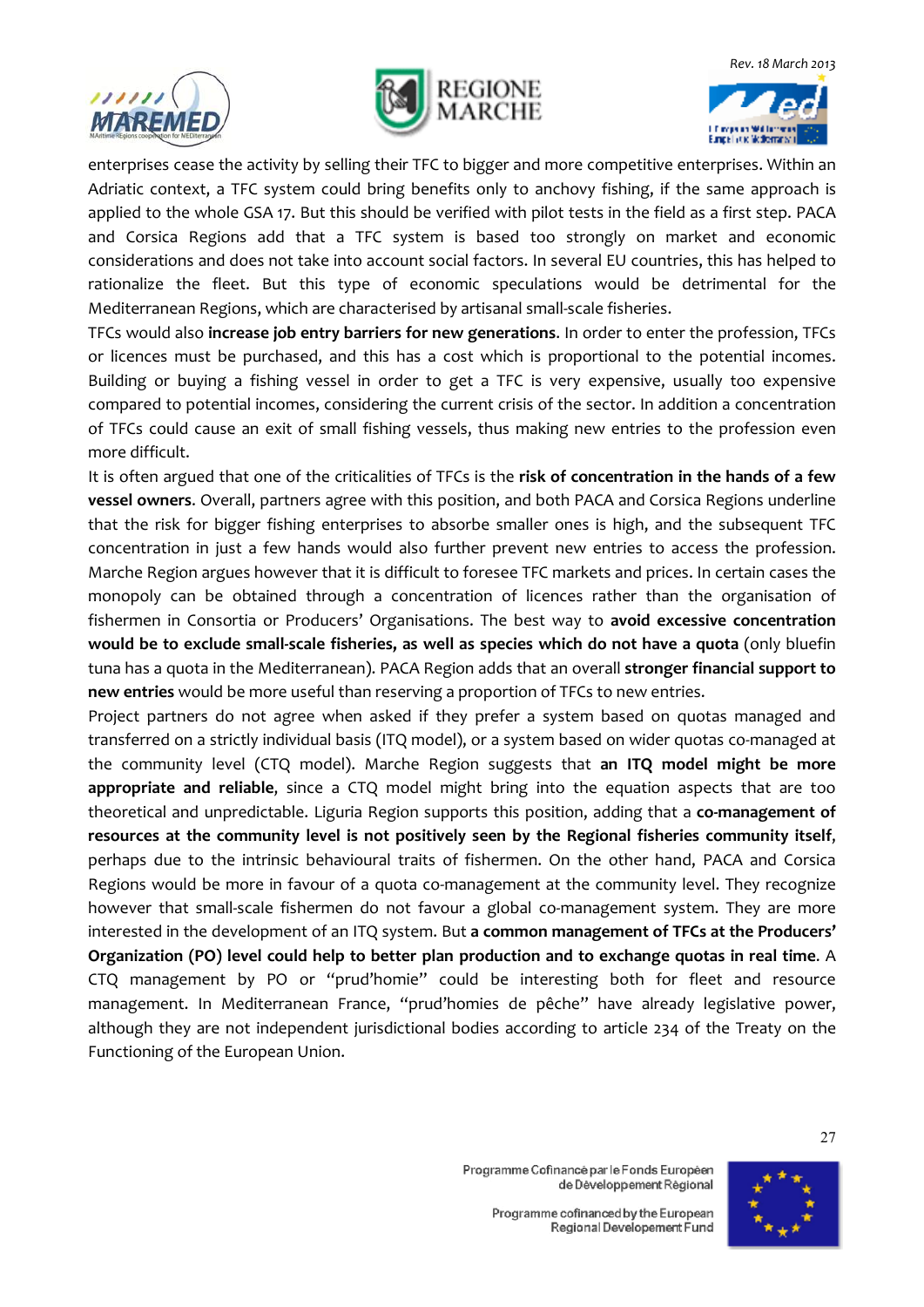enterprises cease the activity by selling their TFC to bigger and more competitive enterprises. Within an Adriatic context, a TFC system could bring benefits only to anchovy fishing, if the same approach is applied to the whole GSA 17. But this should be verified with pilot tests in the field as a first step. PACA and Corsica Regions add that a TFC system is based too strongly on market and economic considerations and does not take into account social factors. In several EU countries, this has helped to rationalize the fleet. But this type of economic speculations would be detrimental for the Mediterranean Regions, which are characterised by artisanal small-scale fisheries.

TFCs would also **increase job entry barriers for new generations**. In order to enter the profession, TFCs or licences must be purchased, and this has a cost which is proportional to the potential incomes. Building or buying a fishing vessel in order to get a TFC is very expensive, usually too expensive compared to potential incomes, considering the current crisis of the sector. In addition a concentration of TFCs could cause an exit of small fishing vessels, thus making new entries to the profession even more difficult.

It is often argued that one of the criticalities of TFCs is the **risk of concentration in the hands of a few vessel owners**. Overall, partners agree with this position, and both PACA and Corsica Regions underline that the risk for bigger fishing enterprises to absorbe smaller ones is high, and the subsequent TFC concentration in just a few hands would also further prevent new entries to access the profession. Marche Region argues however that it is difficult to foresee TFC markets and prices. In certain cases the monopoly can be obtained through a concentration of licences rather than the organisation of fishermen in Consortia or Producers' Organisations. The best way to **avoid excessive concentration would be to exclude small-scale fisheries, as well as species which do not have a quota** (only bluefin tuna has a quota in the Mediterranean). PACA Region adds that an overall **stronger financial support to new entries** would be more useful than reserving a proportion of TFCs to new entries.

Project partners do not agree when asked if they prefer a system based on quotas managed and transferred on a strictly individual basis (ITQ model), or a system based on wider quotas co-managed at the community level (CTQ model). Marche Region suggests that **an ITQ model might be more appropriate and reliable**, since a CTQ model might bring into the equation aspects that are too theoretical and unpredictable. Liguria Region supports this position, adding that a **co-management of resources at the community level is not positively seen by the Regional fisheries community itself**, perhaps due to the intrinsic behavioural traits of fishermen. On the other hand, PACA and Corsica Regions would be more in favour of a quota co-management at the community level. They recognize however that small-scale fishermen do not favour a global co-management system. They are more interested in the development of an ITQ system. But **a common management of TFCs at the Producers' Organization (PO) level could help to better plan production and to exchange quotas in real time**. A CTQ management by PO or "prud'homie" could be interesting both for fleet and resource management. In Mediterranean France, "prud'homies de pêche" have already legislative power, although they are not independent jurisdictional bodies according to article 234 of the Treaty on the Functioning of the European Union.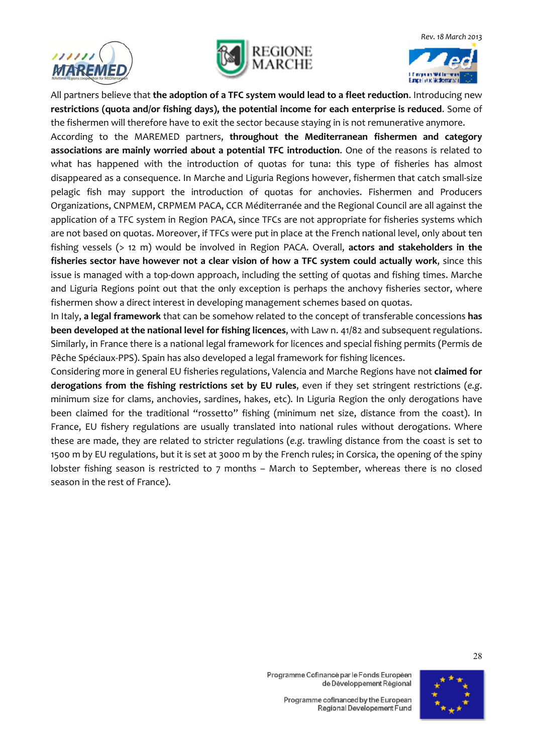All partners believe that **the adoption of a TFC system would lead to a fleet reduction**. Introducing new **restrictions (quota and/or fishing days), the potential income for each enterprise is reduced**. Some of the fishermen will therefore have to exit the sector because staying in is not remunerative anymore.

According to the MAREMED partners, **throughout the Mediterranean fishermen and category associations are mainly worried about a potential TFC introduction**. One of the reasons is related to what has happened with the introduction of quotas for tuna: this type of fisheries has almost disappeared as a consequence. In Marche and Liguria Regions however, fishermen that catch small-size pelagic fish may support the introduction of quotas for anchovies. Fishermen and Producers Organizations, CNPMEM, CRPMEM PACA, CCR Méditerranée and the Regional Council are all against the application of a TFC system in Region PACA, since TFCs are not appropriate for fisheries systems which are not based on quotas. Moreover, if TFCs were put in place at the French national level, only about ten fishing vessels (> 12 m) would be involved in Region PACA. Overall, **actors and stakeholders in the fisheries sector have however not a clear vision of how a TFC system could actually work**, since this issue is managed with a top-down approach, including the setting of quotas and fishing times. Marche and Liguria Regions point out that the only exception is perhaps the anchovy fisheries sector, where fishermen show a direct interest in developing management schemes based on quotas.

In Italy, **a legal framework** that can be somehow related to the concept of transferable concessions **has been developed at the national level for fishing licences**, with Law n. 41/82 and subsequent regulations. Similarly, in France there is a national legal framework for licences and special fishing permits (Permis de Pêche Spéciaux-PPS). Spain has also developed a legal framework for fishing licences.

Considering more in general EU fisheries regulations, Valencia and Marche Regions have not **claimed for derogations from the fishing restrictions set by EU rules**, even if they set stringent restrictions (*e.g.* minimum size for clams, anchovies, sardines, hakes, etc). In Liguria Region the only derogations have been claimed for the traditional "rossetto" fishing (minimum net size, distance from the coast). In France, EU fishery regulations are usually translated into national rules without derogations. Where these are made, they are related to stricter regulations (*e.g.* trawling distance from the coast is set to 1500 m by EU regulations, but it is set at 3000 m by the French rules; in Corsica, the opening of the spiny lobster fishing season is restricted to 7 months – March to September, whereas there is no closed season in the rest of France).